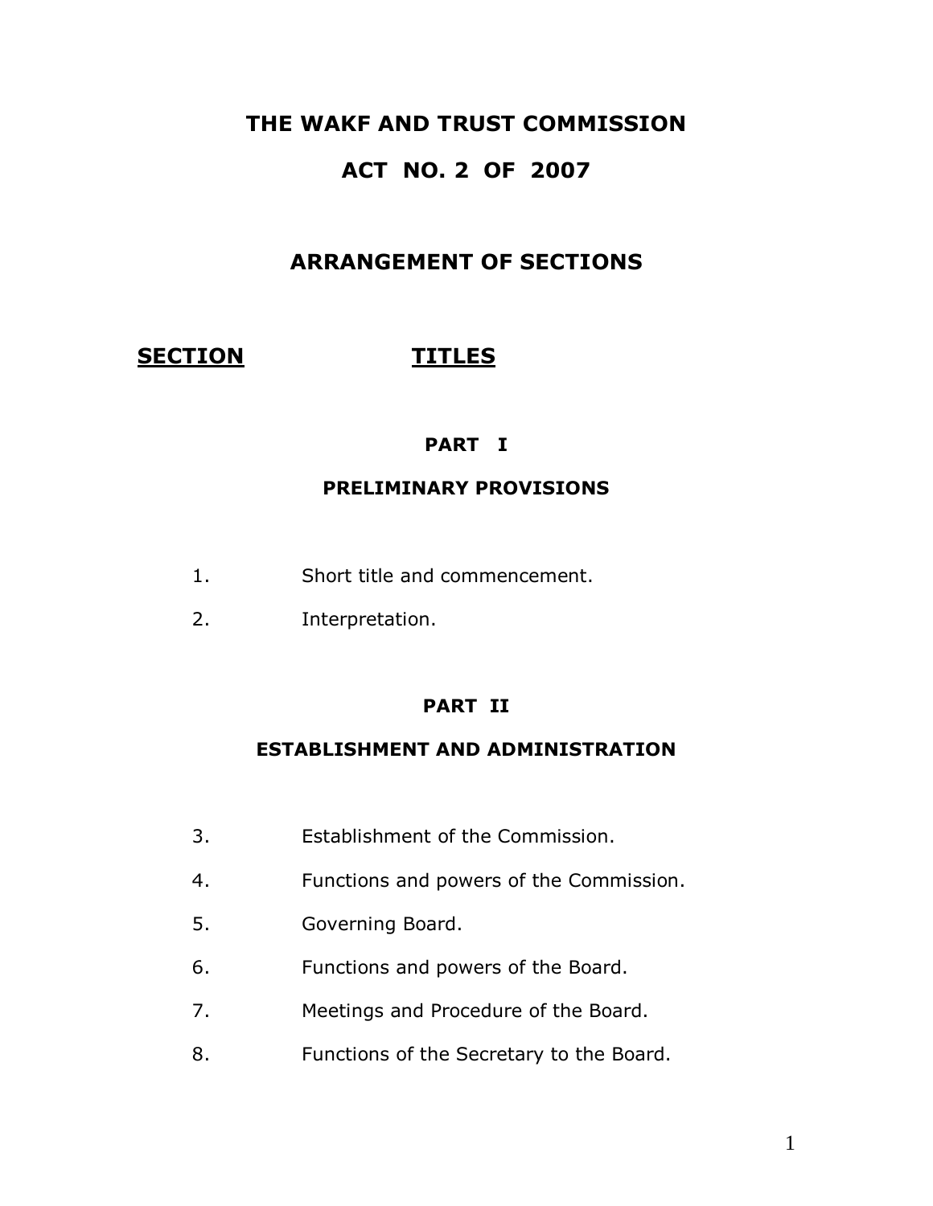# THE WAKF AND TRUST COMMISSION

# ACT NO. 2 OF 2007

## ARRANGEMENT OF SECTIONS

| SECTION | TITLES |
| --- | --- |
| | **PART I** |
| | **PRELIMINARY PROVISIONS** |
| 1. | Short title and commencement. |
| 2. | Interpretation. |
| | **PART II** |
| | **ESTABLISHMENT AND ADMINISTRATION** |
| 3. | Establishment of the Commission. |
| 4. | Functions and powers of the Commission. |
| 5. | Governing Board. |
| 6. | Functions and powers of the Board. |
| 7. | Meetings and Procedure of the Board. |
| 8. | Functions of the Secretary to the Board. |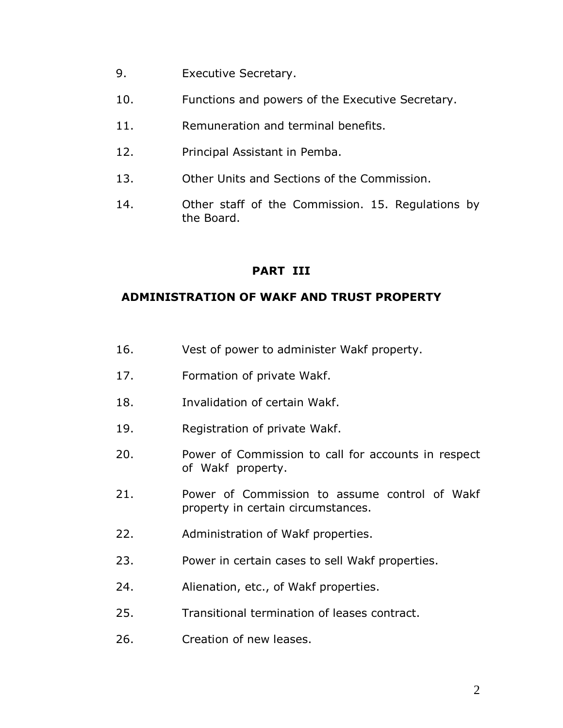9. Executive Secretary.

10. Functions and powers of the Executive Secretary.

11. Remuneration and terminal benefits.

12. Principal Assistant in Pemba.

13. Other Units and Sections of the Commission.

14. Other staff of the Commission. 15. Regulations by the Board.

## PART III

## ADMINISTRATION OF WAKF AND TRUST PROPERTY

16. Vest of power to administer Wakf property.

17. Formation of private Wakf.

18. Invalidation of certain Wakf.

19. Registration of private Wakf.

20. Power of Commission to call for accounts in respect of Wakf property.

21. Power of Commission to assume control of Wakf property in certain circumstances.

22. Administration of Wakf properties.

23. Power in certain cases to sell Wakf properties.

24. Alienation, etc., of Wakf properties.

25. Transitional termination of leases contract.

26. Creation of new leases.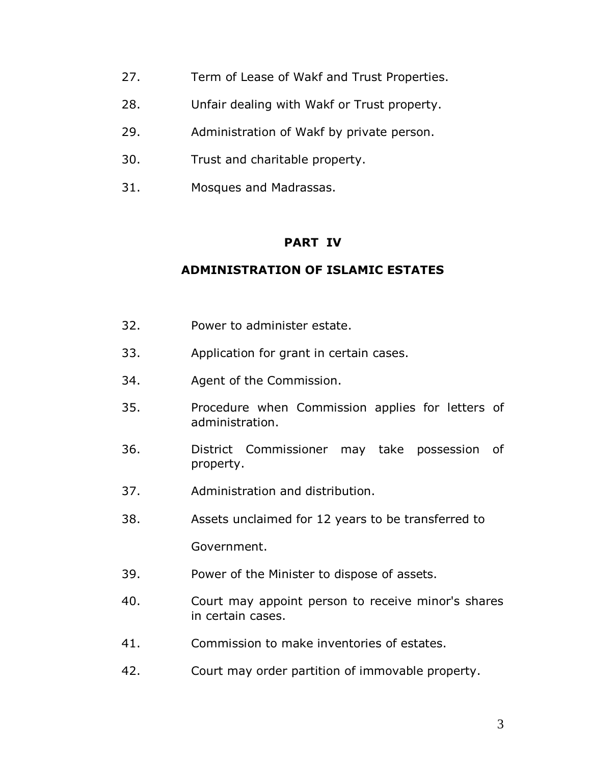27. Term of Lease of Wakf and Trust Properties.

28. Unfair dealing with Wakf or Trust property.

29. Administration of Wakf by private person.

30. Trust and charitable property.

31. Mosques and Madrassas.

## PART IV

## ADMINISTRATION OF ISLAMIC ESTATES

32. Power to administer estate.

33. Application for grant in certain cases.

34. Agent of the Commission.

35. Procedure when Commission applies for letters of administration.

36. District Commissioner may take possession of property.

37. Administration and distribution.

38. Assets unclaimed for 12 years to be transferred to Government.

39. Power of the Minister to dispose of assets.

40. Court may appoint person to receive minor's shares in certain cases.

41. Commission to make inventories of estates.

42. Court may order partition of immovable property.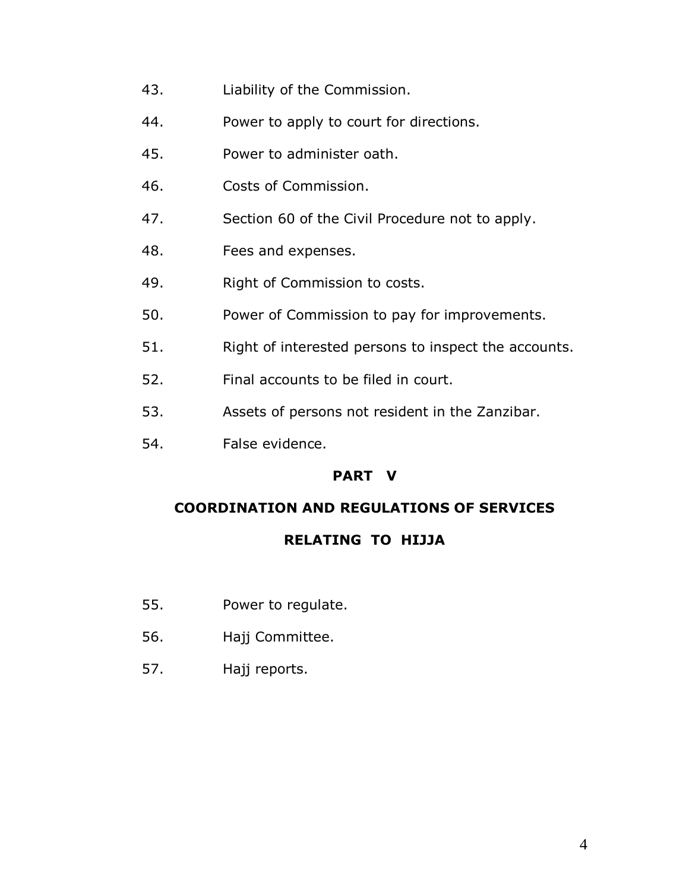43. Liability of the Commission.
44. Power to apply to court for directions.
45. Power to administer oath.
46. Costs of Commission.
47. Section 60 of the Civil Procedure not to apply.
48. Fees and expenses.
49. Right of Commission to costs.
50. Power of Commission to pay for improvements.
51. Right of interested persons to inspect the accounts.
52. Final accounts to be filed in court.
53. Assets of persons not resident in the Zanzibar.
54. False evidence.

## PART V

## COORDINATION AND REGULATIONS OF SERVICES RELATING TO HIJJA

55. Power to regulate.
56. Hajj Committee.
57. Hajj reports.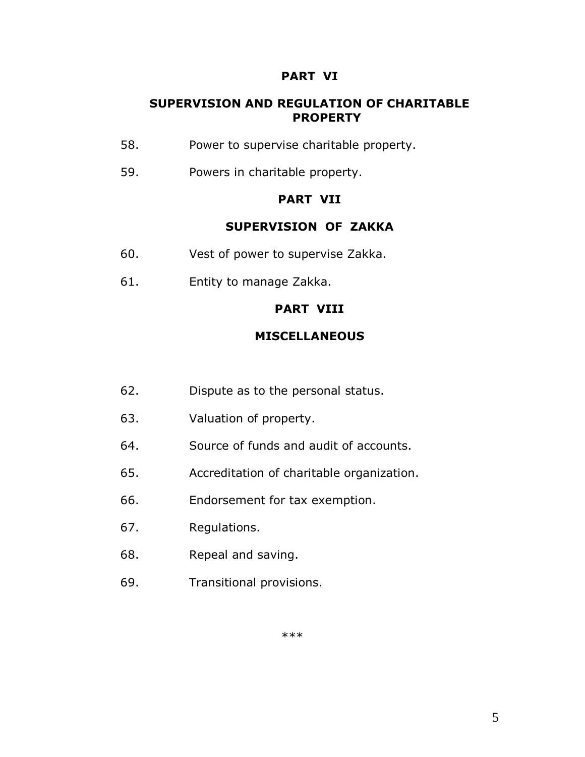## PART VI

## SUPERVISION AND REGULATION OF CHARITABLE PROPERTY

58. Power to supervise charitable property.

59. Powers in charitable property.

## PART VII

## SUPERVISION OF ZAKKA

60. Vest of power to supervise Zakka.

61. Entity to manage Zakka.

## PART VIII

## MISCELLANEOUS

62. Dispute as to the personal status.

63. Valuation of property.

64. Source of funds and audit of accounts.

65. Accreditation of charitable organization.

66. Endorsement for tax exemption.

67. Regulations.

68. Repeal and saving.

69. Transitional provisions.

***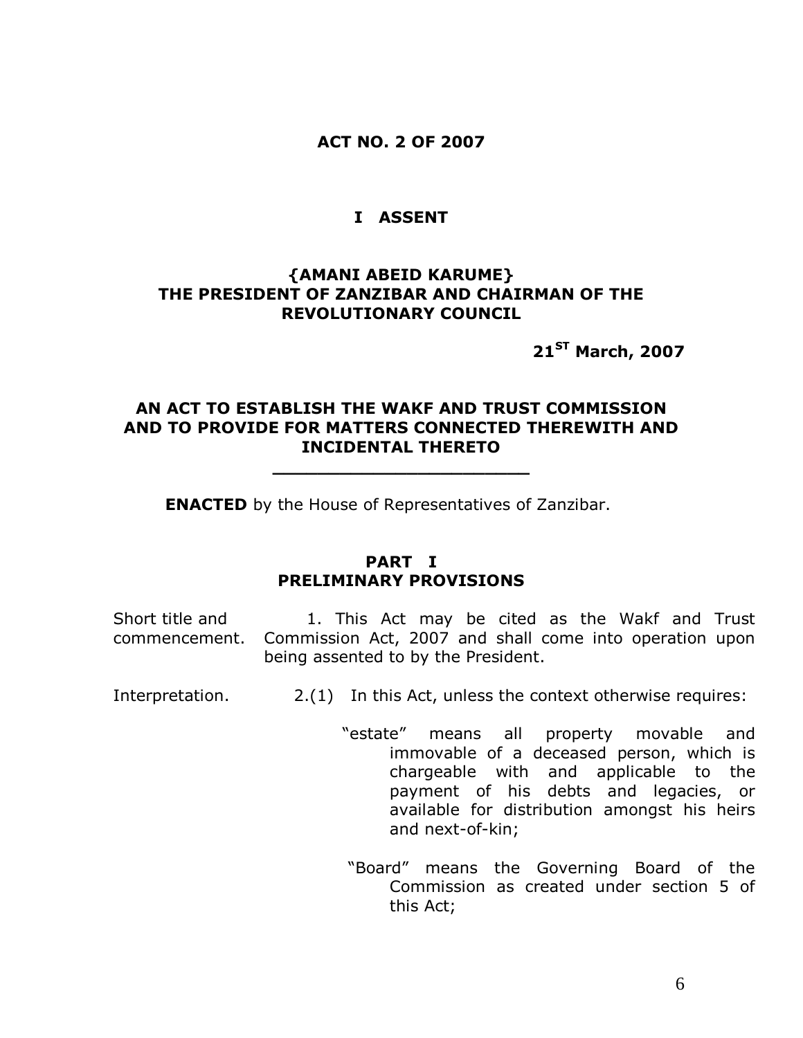**ACT NO. 2 OF 2007**

**I ASSENT**

**{AMANI ABEID KARUME}**
**THE PRESIDENT OF ZANZIBAR AND CHAIRMAN OF THE REVOLUTIONARY COUNCIL**

**21ST March, 2007**

**AN ACT TO ESTABLISH THE WAKF AND TRUST COMMISSION AND TO PROVIDE FOR MATTERS CONNECTED THEREWITH AND INCIDENTAL THERETO**

---

**ENACTED** by the House of Representatives of Zanzibar.

## PART I
## PRELIMINARY PROVISIONS

Short title and commencement.

1. This Act may be cited as the Wakf and Trust Commission Act, 2007 and shall come into operation upon being assented to by the President.

Interpretation.

2.(1) In this Act, unless the context otherwise requires:

"estate" means all property movable and immovable of a deceased person, which is chargeable with and applicable to the payment of his debts and legacies, or available for distribution amongst his heirs and next-of-kin;

"Board" means the Governing Board of the Commission as created under section 5 of this Act;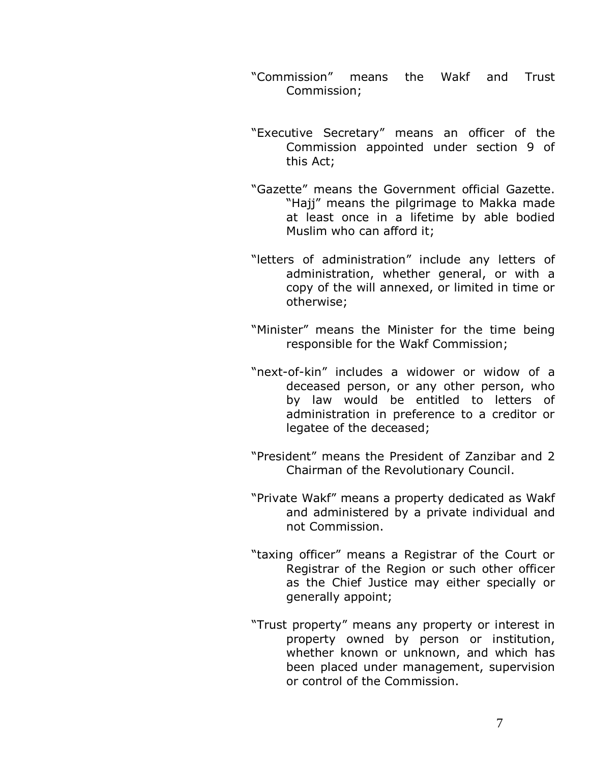"Commission" means the Wakf and Trust Commission;

"Executive Secretary" means an officer of the Commission appointed under section 9 of this Act;

"Gazette" means the Government official Gazette. "Hajj" means the pilgrimage to Makka made at least once in a lifetime by able bodied Muslim who can afford it;

"letters of administration" include any letters of administration, whether general, or with a copy of the will annexed, or limited in time or otherwise;

"Minister" means the Minister for the time being responsible for the Wakf Commission;

"next-of-kin" includes a widower or widow of a deceased person, or any other person, who by law would be entitled to letters of administration in preference to a creditor or legatee of the deceased;

"President" means the President of Zanzibar and 2 Chairman of the Revolutionary Council.

"Private Wakf" means a property dedicated as Wakf and administered by a private individual and not Commission.

"taxing officer" means a Registrar of the Court or Registrar of the Region or such other officer as the Chief Justice may either specially or generally appoint;

"Trust property" means any property or interest in property owned by person or institution, whether known or unknown, and which has been placed under management, supervision or control of the Commission.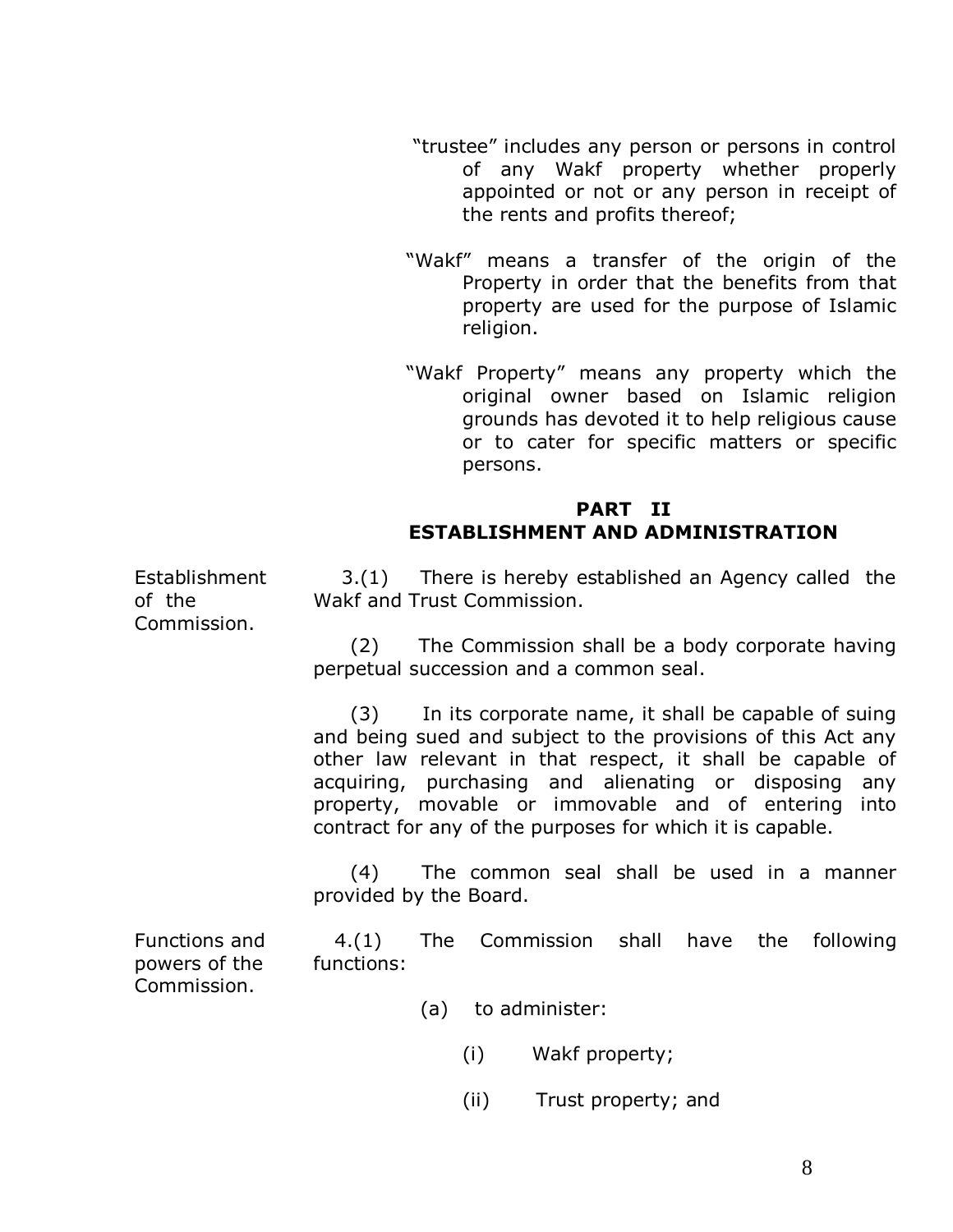"trustee" includes any person or persons in control of any Wakf property whether properly appointed or not or any person in receipt of the rents and profits thereof;

"Wakf" means a transfer of the origin of the Property in order that the benefits from that property are used for the purpose of Islamic religion.

"Wakf Property" means any property which the original owner based on Islamic religion grounds has devoted it to help religious cause or to cater for specific matters or specific persons.

## PART II
## ESTABLISHMENT AND ADMINISTRATION

Establishment of the Commission.

3.(1) There is hereby established an Agency called the Wakf and Trust Commission.

(2) The Commission shall be a body corporate having perpetual succession and a common seal.

(3) In its corporate name, it shall be capable of suing and being sued and subject to the provisions of this Act any other law relevant in that respect, it shall be capable of acquiring, purchasing and alienating or disposing any property, movable or immovable and of entering into contract for any of the purposes for which it is capable.

(4) The common seal shall be used in a manner provided by the Board.

Functions and powers of the Commission.

4.(1) The Commission shall have the following functions:

(a) to administer:

(i) Wakf property;

(ii) Trust property; and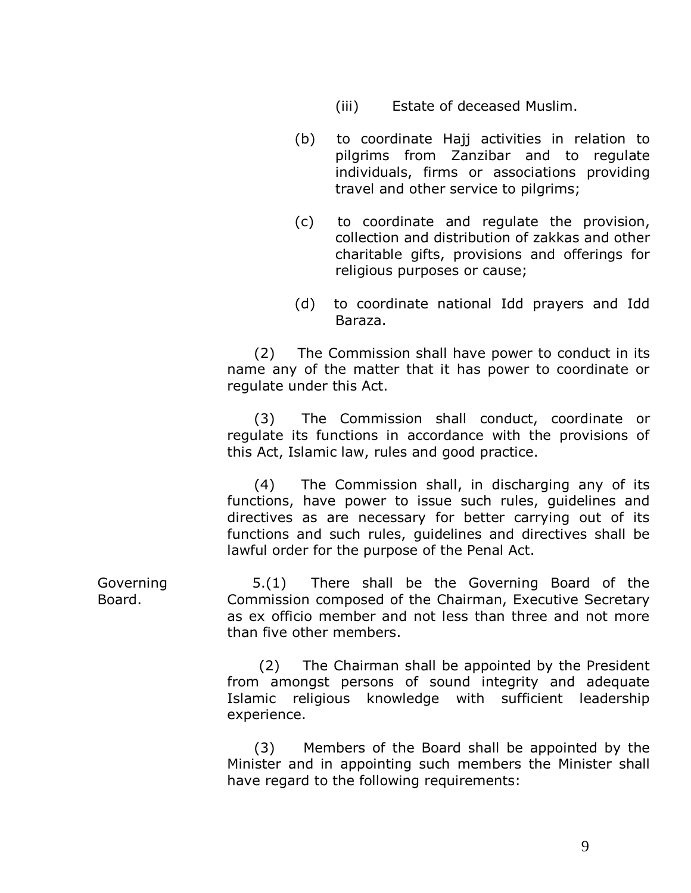(iii) Estate of deceased Muslim.

(b) to coordinate Hajj activities in relation to pilgrims from Zanzibar and to regulate individuals, firms or associations providing travel and other service to pilgrims;

(c) to coordinate and regulate the provision, collection and distribution of zakkas and other charitable gifts, provisions and offerings for religious purposes or cause;

(d) to coordinate national Idd prayers and Idd Baraza.

(2) The Commission shall have power to conduct in its name any of the matter that it has power to coordinate or regulate under this Act.

(3) The Commission shall conduct, coordinate or regulate its functions in accordance with the provisions of this Act, Islamic law, rules and good practice.

(4) The Commission shall, in discharging any of its functions, have power to issue such rules, guidelines and directives as are necessary for better carrying out of its functions and such rules, guidelines and directives shall be lawful order for the purpose of the Penal Act.

Governing Board.

5.(1) There shall be the Governing Board of the Commission composed of the Chairman, Executive Secretary as ex officio member and not less than three and not more than five other members.

(2) The Chairman shall be appointed by the President from amongst persons of sound integrity and adequate Islamic religious knowledge with sufficient leadership experience.

(3) Members of the Board shall be appointed by the Minister and in appointing such members the Minister shall have regard to the following requirements: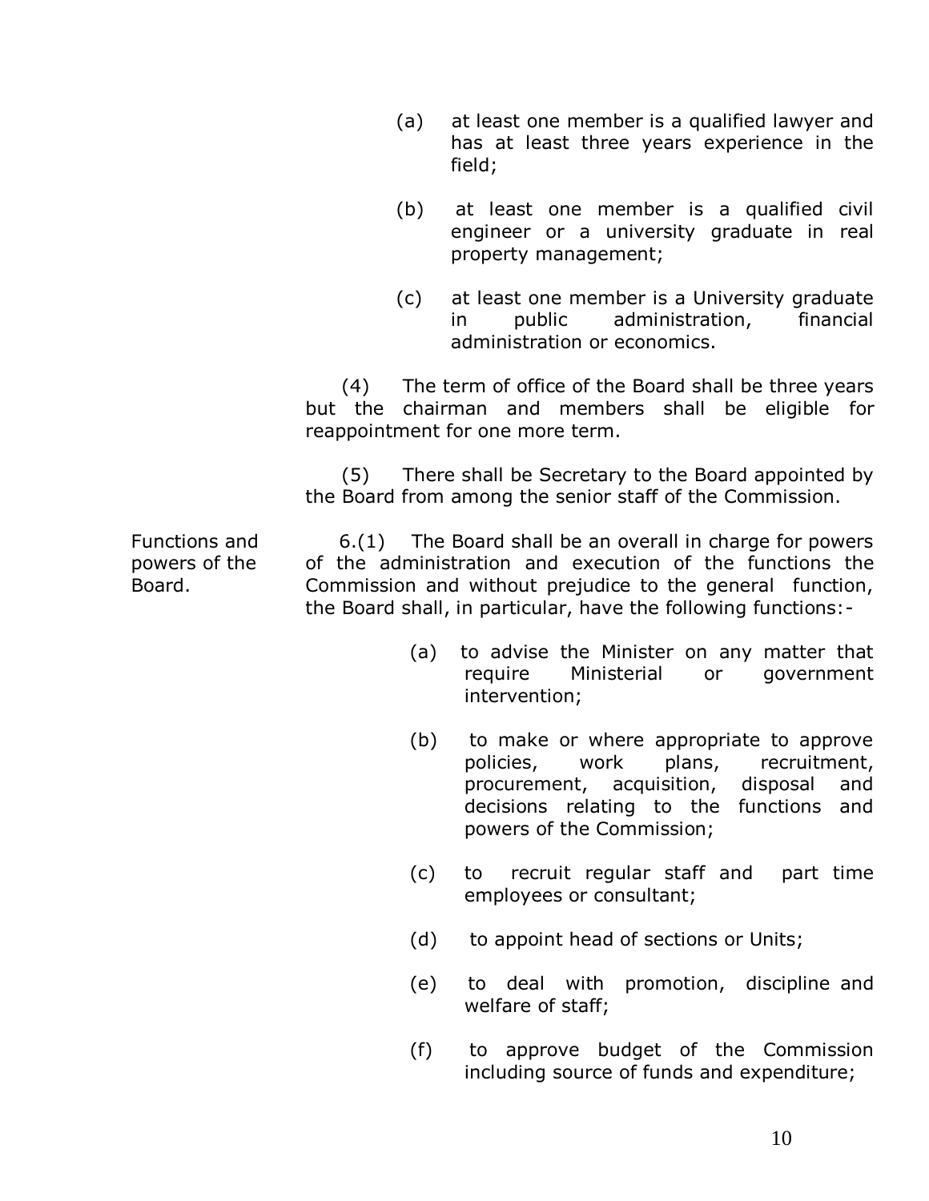(a) at least one member is a qualified lawyer and has at least three years experience in the field;

(b) at least one member is a qualified civil engineer or a university graduate in real property management;

(c) at least one member is a University graduate in public administration, financial administration or economics.

(4) The term of office of the Board shall be three years but the chairman and members shall be eligible for reappointment for one more term.

(5) There shall be Secretary to the Board appointed by the Board from among the senior staff of the Commission.

**Functions and powers of the Board.**

6.(1) The Board shall be an overall in charge for powers of the administration and execution of the functions the Commission and without prejudice to the general function, the Board shall, in particular, have the following functions:-

(a) to advise the Minister on any matter that require Ministerial or government intervention;

(b) to make or where appropriate to approve policies, work plans, recruitment, procurement, acquisition, disposal and decisions relating to the functions and powers of the Commission;

(c) to recruit regular staff and part time employees or consultant;

(d) to appoint head of sections or Units;

(e) to deal with promotion, discipline and welfare of staff;

(f) to approve budget of the Commission including source of funds and expenditure;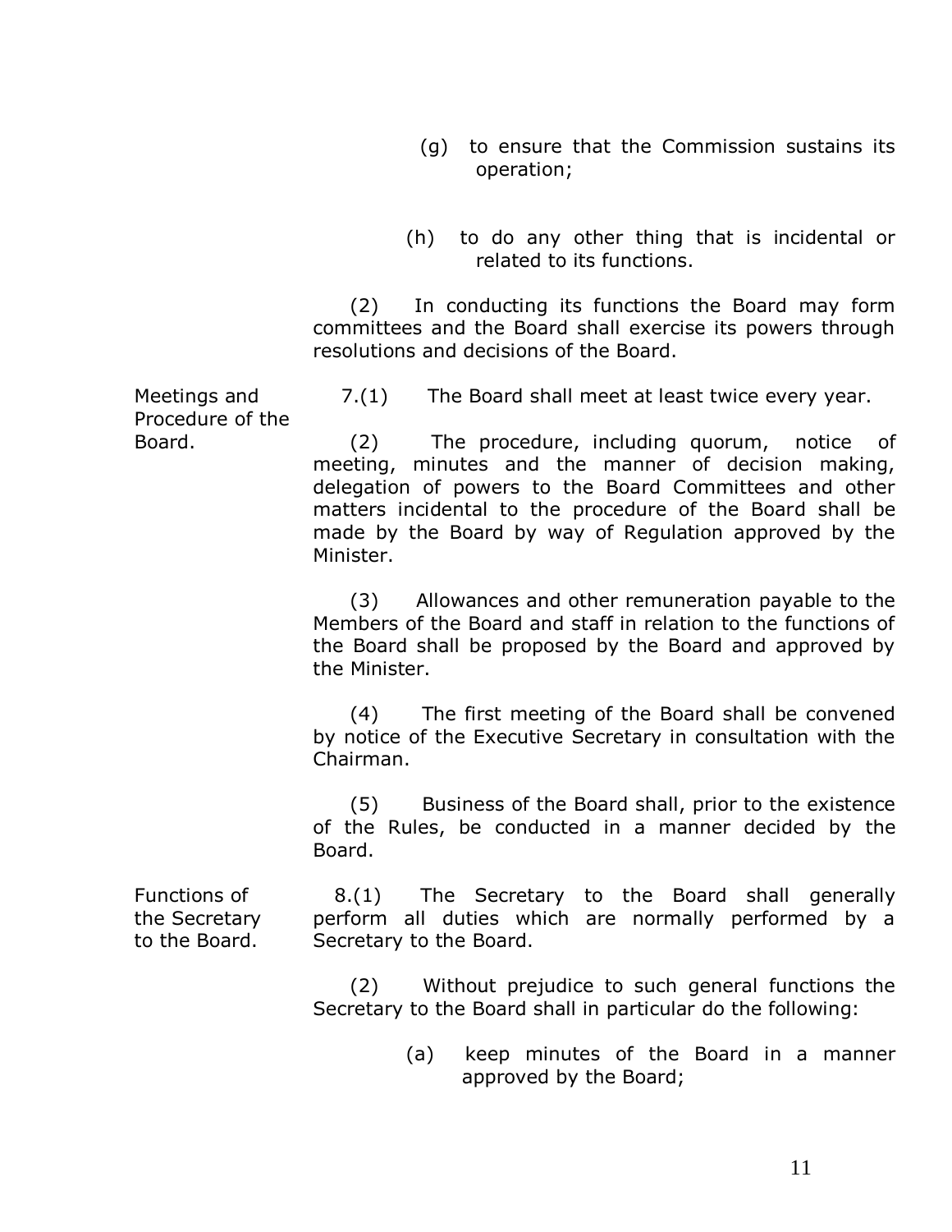(g) to ensure that the Commission sustains its operation;

(h) to do any other thing that is incidental or related to its functions.

(2) In conducting its functions the Board may form committees and the Board shall exercise its powers through resolutions and decisions of the Board.

**Meetings and Procedure of the Board.**

7.(1) The Board shall meet at least twice every year.

(2) The procedure, including quorum, notice of meeting, minutes and the manner of decision making, delegation of powers to the Board Committees and other matters incidental to the procedure of the Board shall be made by the Board by way of Regulation approved by the Minister.

(3) Allowances and other remuneration payable to the Members of the Board and staff in relation to the functions of the Board shall be proposed by the Board and approved by the Minister.

(4) The first meeting of the Board shall be convened by notice of the Executive Secretary in consultation with the Chairman.

(5) Business of the Board shall, prior to the existence of the Rules, be conducted in a manner decided by the Board.

**Functions of the Secretary to the Board.**

8.(1) The Secretary to the Board shall generally perform all duties which are normally performed by a Secretary to the Board.

(2) Without prejudice to such general functions the Secretary to the Board shall in particular do the following:

(a) keep minutes of the Board in a manner approved by the Board;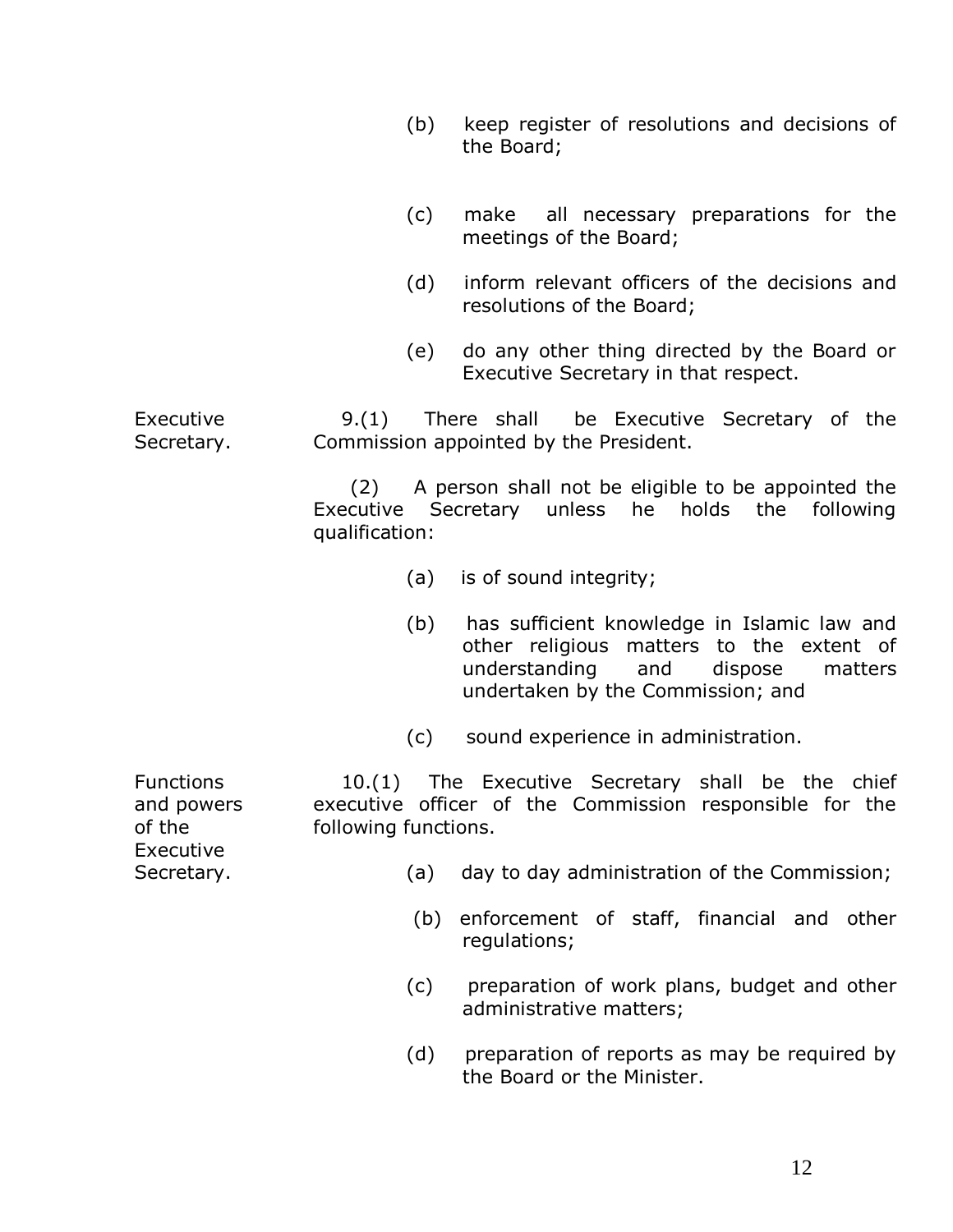(b) keep register of resolutions and decisions of the Board;

(c) make all necessary preparations for the meetings of the Board;

(d) inform relevant officers of the decisions and resolutions of the Board;

(e) do any other thing directed by the Board or Executive Secretary in that respect.

**Executive Secretary.**

9.(1) There shall be Executive Secretary of the Commission appointed by the President.

(2) A person shall not be eligible to be appointed the Executive Secretary unless he holds the following qualification:

(a) is of sound integrity;

(b) has sufficient knowledge in Islamic law and other religious matters to the extent of understanding and dispose matters undertaken by the Commission; and

(c) sound experience in administration.

**Functions and powers of the Executive Secretary.**

10.(1) The Executive Secretary shall be the chief executive officer of the Commission responsible for the following functions.

(a) day to day administration of the Commission;

(b) enforcement of staff, financial and other regulations;

(c) preparation of work plans, budget and other administrative matters;

(d) preparation of reports as may be required by the Board or the Minister.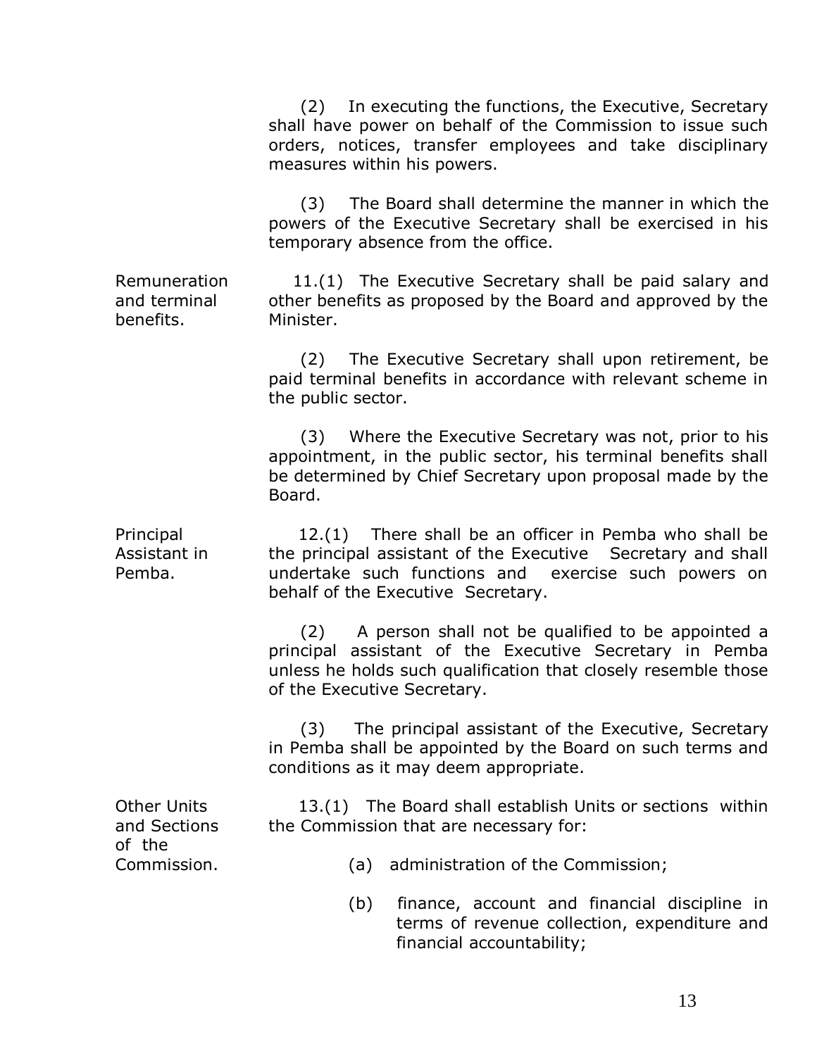(2) In executing the functions, the Executive, Secretary shall have power on behalf of the Commission to issue such orders, notices, transfer employees and take disciplinary measures within his powers.

(3) The Board shall determine the manner in which the powers of the Executive Secretary shall be exercised in his temporary absence from the office.

**Remuneration and terminal benefits.**

11.(1) The Executive Secretary shall be paid salary and other benefits as proposed by the Board and approved by the Minister.

(2) The Executive Secretary shall upon retirement, be paid terminal benefits in accordance with relevant scheme in the public sector.

(3) Where the Executive Secretary was not, prior to his appointment, in the public sector, his terminal benefits shall be determined by Chief Secretary upon proposal made by the Board.

**Principal Assistant in Pemba.**

12.(1) There shall be an officer in Pemba who shall be the principal assistant of the Executive Secretary and shall undertake such functions and exercise such powers on behalf of the Executive Secretary.

(2) A person shall not be qualified to be appointed a principal assistant of the Executive Secretary in Pemba unless he holds such qualification that closely resemble those of the Executive Secretary.

(3) The principal assistant of the Executive, Secretary in Pemba shall be appointed by the Board on such terms and conditions as it may deem appropriate.

**Other Units and Sections of the Commission.**

13.(1) The Board shall establish Units or sections within the Commission that are necessary for:

(a) administration of the Commission;

(b) finance, account and financial discipline in terms of revenue collection, expenditure and financial accountability;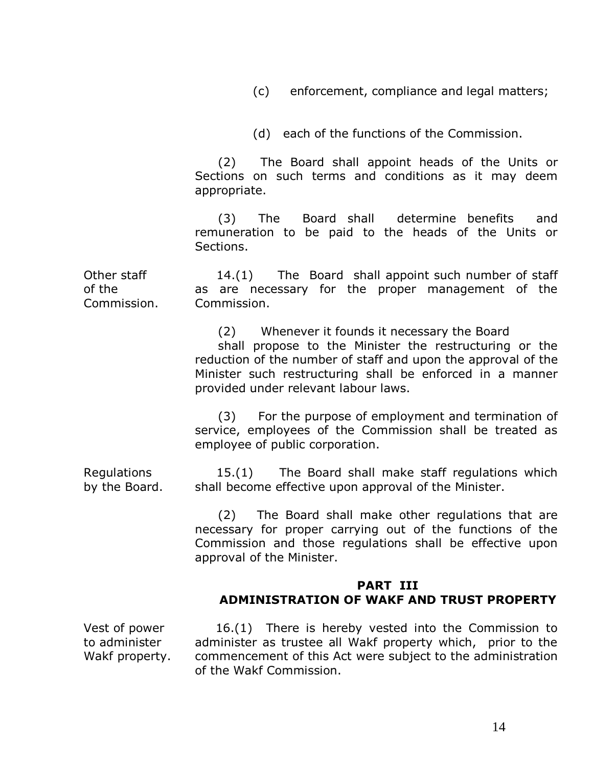(c) enforcement, compliance and legal matters;

(d) each of the functions of the Commission.

(2) The Board shall appoint heads of the Units or Sections on such terms and conditions as it may deem appropriate.

(3) The Board shall determine benefits and remuneration to be paid to the heads of the Units or Sections.

**Other staff of the Commission.**

14.(1) The Board shall appoint such number of staff as are necessary for the proper management of the Commission.

(2) Whenever it founds it necessary the Board shall propose to the Minister the restructuring or the reduction of the number of staff and upon the approval of the Minister such restructuring shall be enforced in a manner provided under relevant labour laws.

(3) For the purpose of employment and termination of service, employees of the Commission shall be treated as employee of public corporation.

**Regulations by the Board.**

15.(1) The Board shall make staff regulations which shall become effective upon approval of the Minister.

(2) The Board shall make other regulations that are necessary for proper carrying out of the functions of the Commission and those regulations shall be effective upon approval of the Minister.

## PART III
## ADMINISTRATION OF WAKF AND TRUST PROPERTY

**Vest of power to administer Wakf property.**

16.(1) There is hereby vested into the Commission to administer as trustee all Wakf property which, prior to the commencement of this Act were subject to the administration of the Wakf Commission.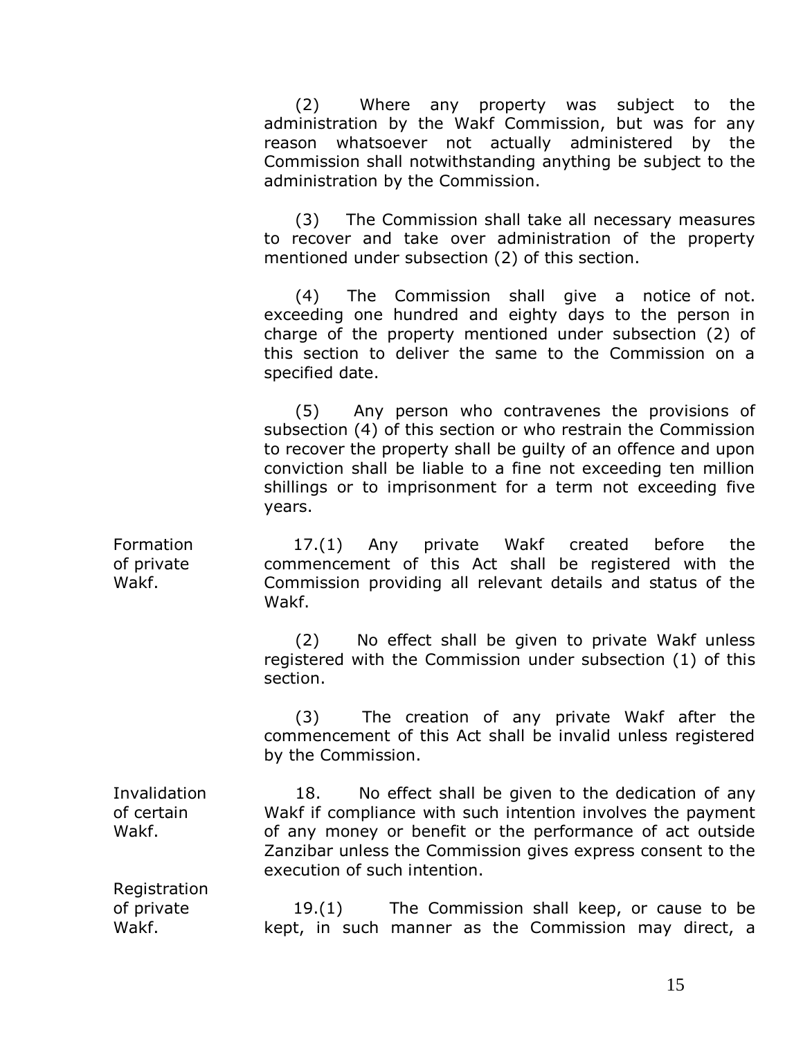(2) Where any property was subject to the administration by the Wakf Commission, but was for any reason whatsoever not actually administered by the Commission shall notwithstanding anything be subject to the administration by the Commission.

(3) The Commission shall take all necessary measures to recover and take over administration of the property mentioned under subsection (2) of this section.

(4) The Commission shall give a notice of not. exceeding one hundred and eighty days to the person in charge of the property mentioned under subsection (2) of this section to deliver the same to the Commission on a specified date.

(5) Any person who contravenes the provisions of subsection (4) of this section or who restrain the Commission to recover the property shall be guilty of an offence and upon conviction shall be liable to a fine not exceeding ten million shillings or to imprisonment for a term not exceeding five years.

Formation of private Wakf.

17.(1) Any private Wakf created before the commencement of this Act shall be registered with the Commission providing all relevant details and status of the Wakf.

(2) No effect shall be given to private Wakf unless registered with the Commission under subsection (1) of this section.

(3) The creation of any private Wakf after the commencement of this Act shall be invalid unless registered by the Commission.

Invalidation of certain Wakf.

18. No effect shall be given to the dedication of any Wakf if compliance with such intention involves the payment of any money or benefit or the performance of act outside Zanzibar unless the Commission gives express consent to the execution of such intention.

Registration of private Wakf.

19.(1) The Commission shall keep, or cause to be kept, in such manner as the Commission may direct, a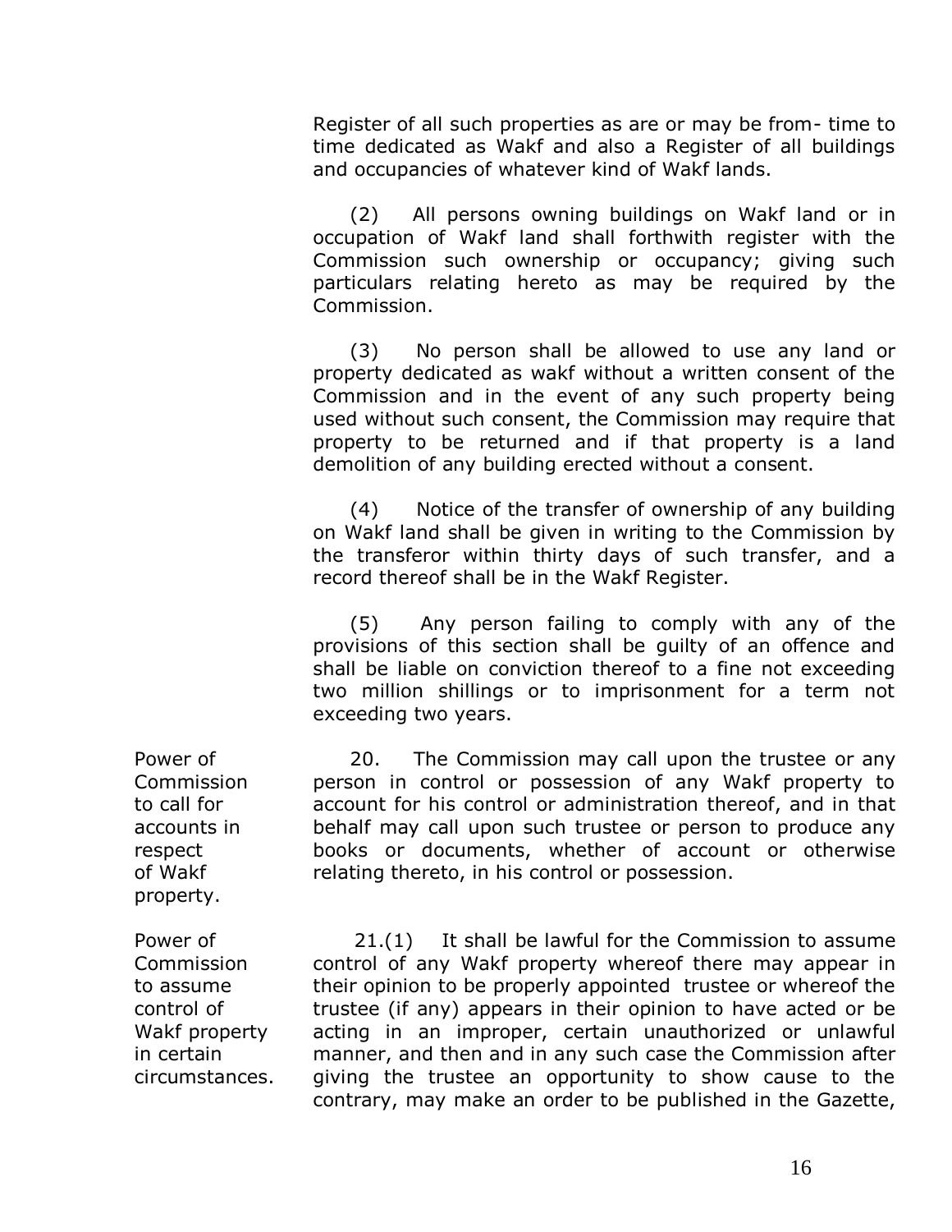Register of all such properties as are or may be from- time to time dedicated as Wakf and also a Register of all buildings and occupancies of whatever kind of Wakf lands.

(2) All persons owning buildings on Wakf land or in occupation of Wakf land shall forthwith register with the Commission such ownership or occupancy; giving such particulars relating hereto as may be required by the Commission.

(3) No person shall be allowed to use any land or property dedicated as wakf without a written consent of the Commission and in the event of any such property being used without such consent, the Commission may require that property to be returned and if that property is a land demolition of any building erected without a consent.

(4) Notice of the transfer of ownership of any building on Wakf land shall be given in writing to the Commission by the transferor within thirty days of such transfer, and a record thereof shall be in the Wakf Register.

(5) Any person failing to comply with any of the provisions of this section shall be guilty of an offence and shall be liable on conviction thereof to a fine not exceeding two million shillings or to imprisonment for a term not exceeding two years.

*Power of Commission to call for accounts in respect of Wakf property.*

20. The Commission may call upon the trustee or any person in control or possession of any Wakf property to account for his control or administration thereof, and in that behalf may call upon such trustee or person to produce any books or documents, whether of account or otherwise relating thereto, in his control or possession.

*Power of Commission to assume control of Wakf property in certain circumstances.*

21.(1) It shall be lawful for the Commission to assume control of any Wakf property whereof there may appear in their opinion to be properly appointed trustee or whereof the trustee (if any) appears in their opinion to have acted or be acting in an improper, certain unauthorized or unlawful manner, and then and in any such case the Commission after giving the trustee an opportunity to show cause to the contrary, may make an order to be published in the Gazette,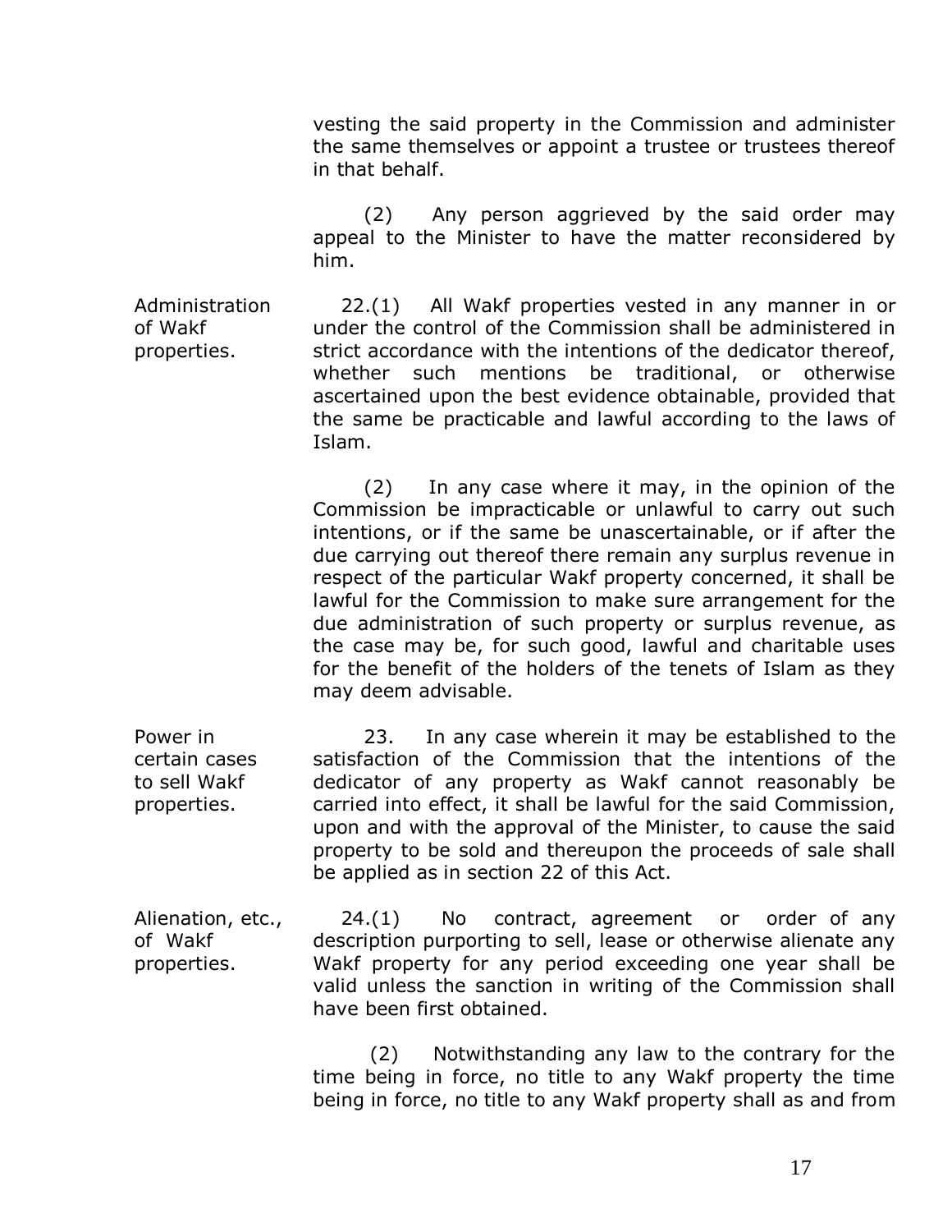vesting the said property in the Commission and administer the same themselves or appoint a trustee or trustees thereof in that behalf.

(2) Any person aggrieved by the said order may appeal to the Minister to have the matter reconsidered by him.

Administration of Wakf properties.

22.(1) All Wakf properties vested in any manner in or under the control of the Commission shall be administered in strict accordance with the intentions of the dedicator thereof, whether such mentions be traditional, or otherwise ascertained upon the best evidence obtainable, provided that the same be practicable and lawful according to the laws of Islam.

(2) In any case where it may, in the opinion of the Commission be impracticable or unlawful to carry out such intentions, or if the same be unascertainable, or if after the due carrying out thereof there remain any surplus revenue in respect of the particular Wakf property concerned, it shall be lawful for the Commission to make sure arrangement for the due administration of such property or surplus revenue, as the case may be, for such good, lawful and charitable uses for the benefit of the holders of the tenets of Islam as they may deem advisable.

Power in certain cases to sell Wakf properties.

23. In any case wherein it may be established to the satisfaction of the Commission that the intentions of the dedicator of any property as Wakf cannot reasonably be carried into effect, it shall be lawful for the said Commission, upon and with the approval of the Minister, to cause the said property to be sold and thereupon the proceeds of sale shall be applied as in section 22 of this Act.

Alienation, etc., of Wakf properties.

24.(1) No contract, agreement or order of any description purporting to sell, lease or otherwise alienate any Wakf property for any period exceeding one year shall be valid unless the sanction in writing of the Commission shall have been first obtained.

(2) Notwithstanding any law to the contrary for the time being in force, no title to any Wakf property the time being in force, no title to any Wakf property shall as and from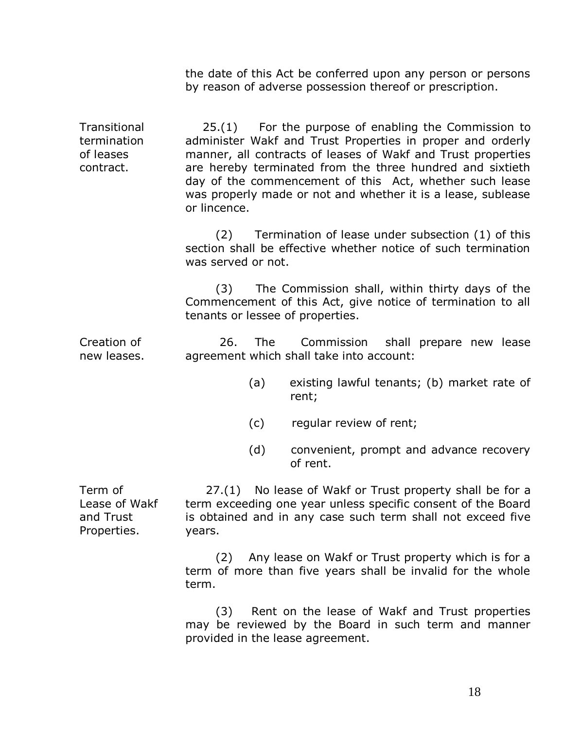the date of this Act be conferred upon any person or persons by reason of adverse possession thereof or prescription.

**Transitional termination of leases contract.**

25.(1) For the purpose of enabling the Commission to administer Wakf and Trust Properties in proper and orderly manner, all contracts of leases of Wakf and Trust properties are hereby terminated from the three hundred and sixtieth day of the commencement of this Act, whether such lease was properly made or not and whether it is a lease, sublease or lincence.

(2) Termination of lease under subsection (1) of this section shall be effective whether notice of such termination was served or not.

(3) The Commission shall, within thirty days of the Commencement of this Act, give notice of termination to all tenants or lessee of properties.

**Creation of new leases.**

26. The Commission shall prepare new lease agreement which shall take into account:

(a) existing lawful tenants; (b) market rate of rent;

(c) regular review of rent;

(d) convenient, prompt and advance recovery of rent.

**Term of Lease of Wakf and Trust Properties.**

27.(1) No lease of Wakf or Trust property shall be for a term exceeding one year unless specific consent of the Board is obtained and in any case such term shall not exceed five years.

(2) Any lease on Wakf or Trust property which is for a term of more than five years shall be invalid for the whole term.

(3) Rent on the lease of Wakf and Trust properties may be reviewed by the Board in such term and manner provided in the lease agreement.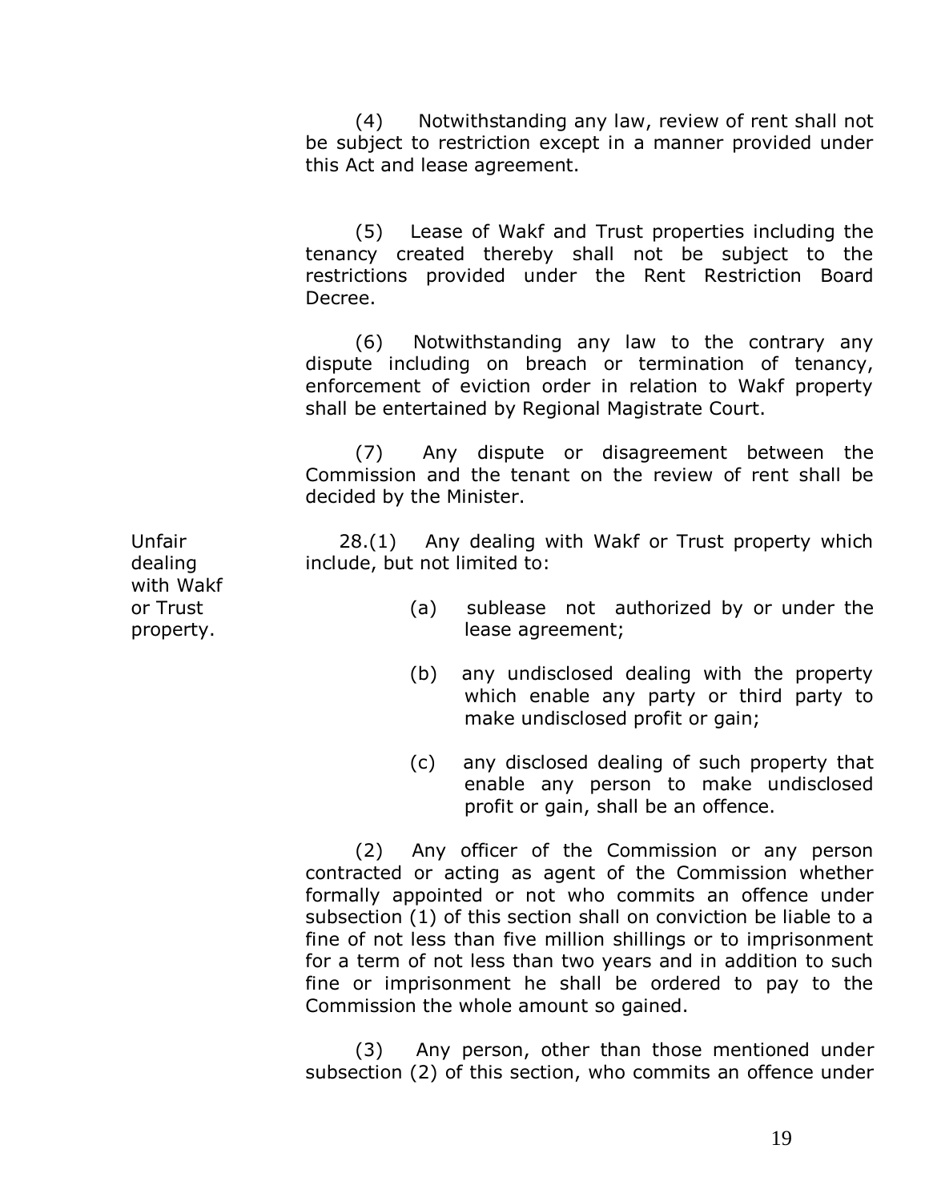(4) Notwithstanding any law, review of rent shall not be subject to restriction except in a manner provided under this Act and lease agreement.

(5) Lease of Wakf and Trust properties including the tenancy created thereby shall not be subject to the restrictions provided under the Rent Restriction Board Decree.

(6) Notwithstanding any law to the contrary any dispute including on breach or termination of tenancy, enforcement of eviction order in relation to Wakf property shall be entertained by Regional Magistrate Court.

(7) Any dispute or disagreement between the Commission and the tenant on the review of rent shall be decided by the Minister.

**Unfair dealing with Wakf or Trust property.**

28.(1) Any dealing with Wakf or Trust property which include, but not limited to:

(a) sublease not authorized by or under the lease agreement;

(b) any undisclosed dealing with the property which enable any party or third party to make undisclosed profit or gain;

(c) any disclosed dealing of such property that enable any person to make undisclosed profit or gain, shall be an offence.

(2) Any officer of the Commission or any person contracted or acting as agent of the Commission whether formally appointed or not who commits an offence under subsection (1) of this section shall on conviction be liable to a fine of not less than five million shillings or to imprisonment for a term of not less than two years and in addition to such fine or imprisonment he shall be ordered to pay to the Commission the whole amount so gained.

(3) Any person, other than those mentioned under subsection (2) of this section, who commits an offence under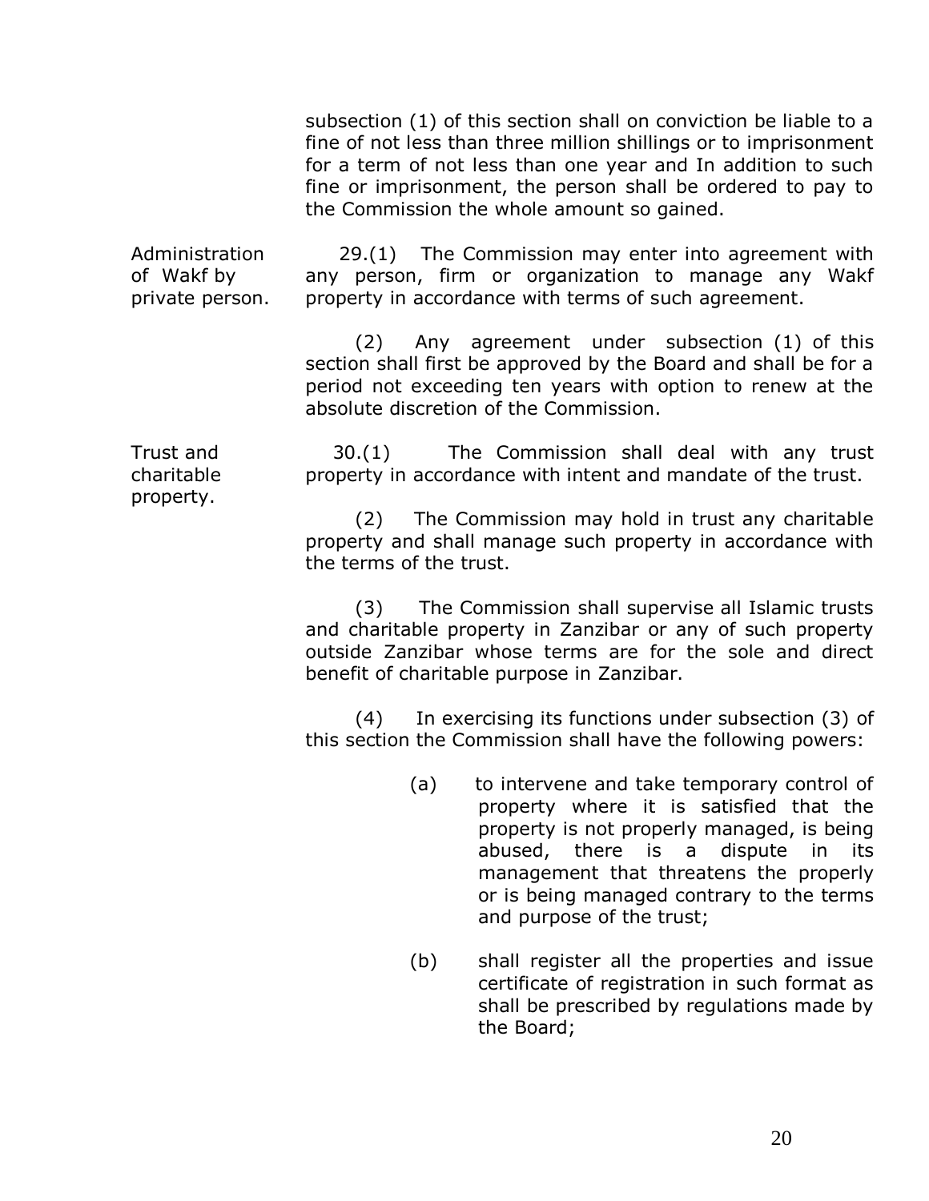subsection (1) of this section shall on conviction be liable to a fine of not less than three million shillings or to imprisonment for a term of not less than one year and In addition to such fine or imprisonment, the person shall be ordered to pay to the Commission the whole amount so gained.

**Administration of Wakf by private person.**

29.(1) The Commission may enter into agreement with any person, firm or organization to manage any Wakf property in accordance with terms of such agreement.

(2) Any agreement under subsection (1) of this section shall first be approved by the Board and shall be for a period not exceeding ten years with option to renew at the absolute discretion of the Commission.

**Trust and charitable property.**

30.(1) The Commission shall deal with any trust property in accordance with intent and mandate of the trust.

(2) The Commission may hold in trust any charitable property and shall manage such property in accordance with the terms of the trust.

(3) The Commission shall supervise all Islamic trusts and charitable property in Zanzibar or any of such property outside Zanzibar whose terms are for the sole and direct benefit of charitable purpose in Zanzibar.

(4) In exercising its functions under subsection (3) of this section the Commission shall have the following powers:

(a) to intervene and take temporary control of property where it is satisfied that the property is not properly managed, is being abused, there is a dispute in its management that threatens the properly or is being managed contrary to the terms and purpose of the trust;

(b) shall register all the properties and issue certificate of registration in such format as shall be prescribed by regulations made by the Board;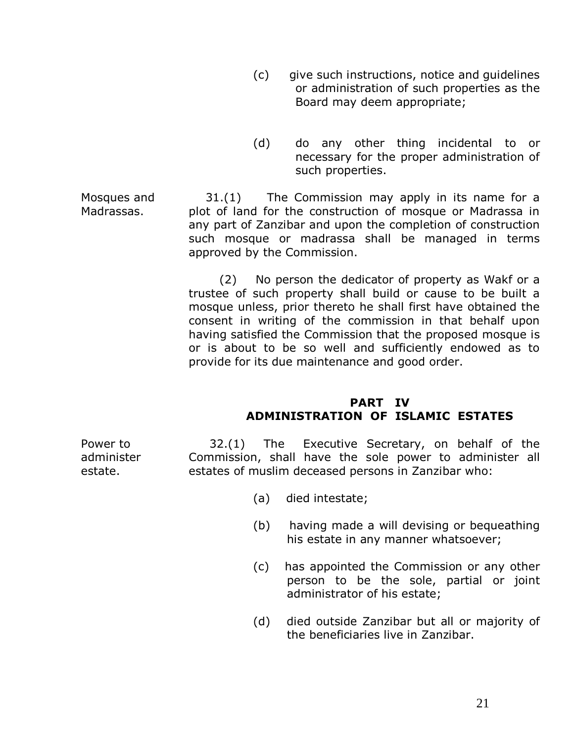(c) give such instructions, notice and guidelines or administration of such properties as the Board may deem appropriate;

(d) do any other thing incidental to or necessary for the proper administration of such properties.

Mosques and Madrassas.

31.(1) The Commission may apply in its name for a plot of land for the construction of mosque or Madrassa in any part of Zanzibar and upon the completion of construction such mosque or madrassa shall be managed in terms approved by the Commission.

(2) No person the dedicator of property as Wakf or a trustee of such property shall build or cause to be built a mosque unless, prior thereto he shall first have obtained the consent in writing of the commission in that behalf upon having satisfied the Commission that the proposed mosque is or is about to be so well and sufficiently endowed as to provide for its due maintenance and good order.

## PART IV
## ADMINISTRATION OF ISLAMIC ESTATES

Power to administer estate.

32.(1) The Executive Secretary, on behalf of the Commission, shall have the sole power to administer all estates of muslim deceased persons in Zanzibar who:

(a) died intestate;

(b) having made a will devising or bequeathing his estate in any manner whatsoever;

(c) has appointed the Commission or any other person to be the sole, partial or joint administrator of his estate;

(d) died outside Zanzibar but all or majority of the beneficiaries live in Zanzibar.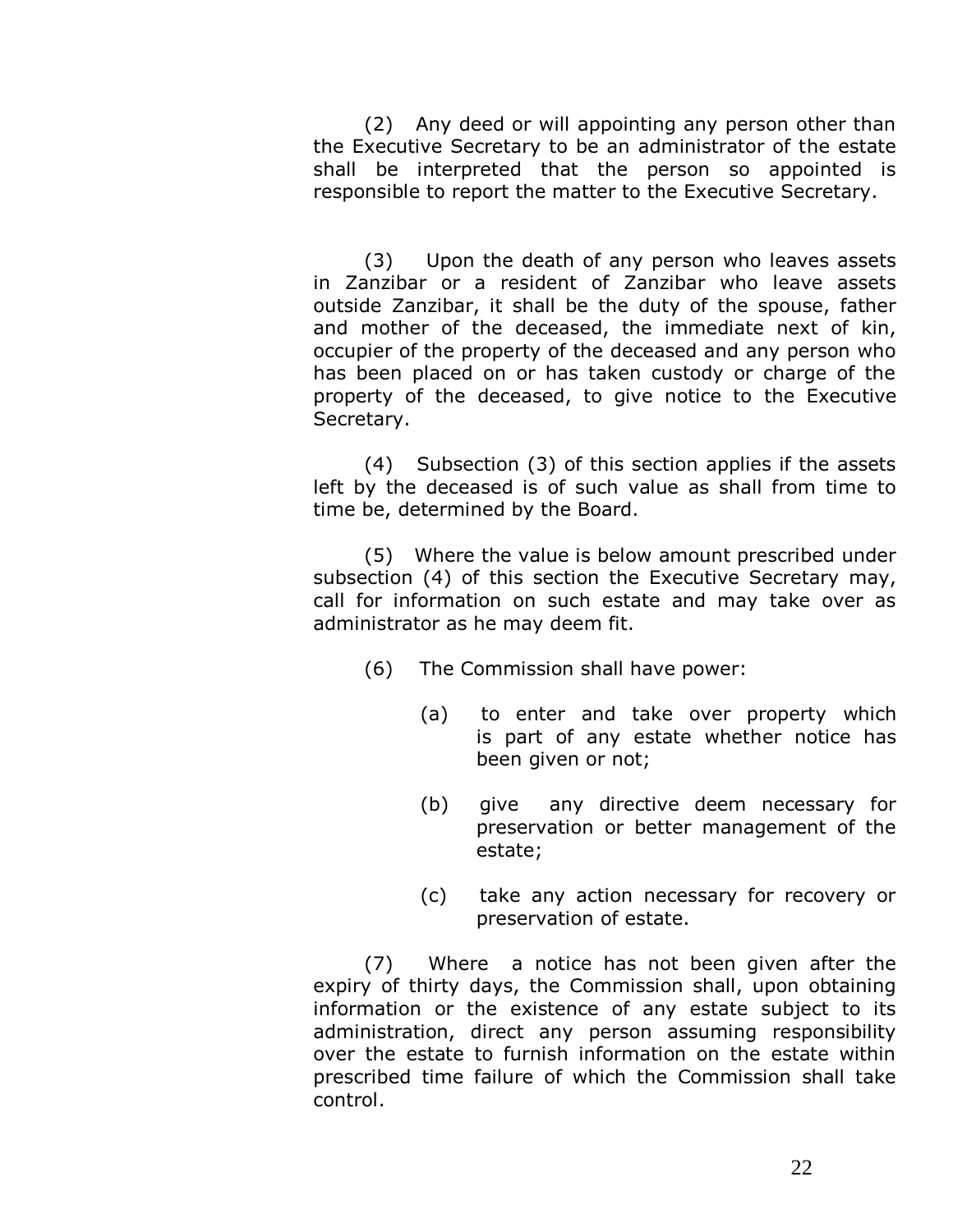(2) Any deed or will appointing any person other than the Executive Secretary to be an administrator of the estate shall be interpreted that the person so appointed is responsible to report the matter to the Executive Secretary.

(3) Upon the death of any person who leaves assets in Zanzibar or a resident of Zanzibar who leave assets outside Zanzibar, it shall be the duty of the spouse, father and mother of the deceased, the immediate next of kin, occupier of the property of the deceased and any person who has been placed on or has taken custody or charge of the property of the deceased, to give notice to the Executive Secretary.

(4) Subsection (3) of this section applies if the assets left by the deceased is of such value as shall from time to time be, determined by the Board.

(5) Where the value is below amount prescribed under subsection (4) of this section the Executive Secretary may, call for information on such estate and may take over as administrator as he may deem fit.

(6) The Commission shall have power:

(a) to enter and take over property which is part of any estate whether notice has been given or not;

(b) give any directive deem necessary for preservation or better management of the estate;

(c) take any action necessary for recovery or preservation of estate.

(7) Where a notice has not been given after the expiry of thirty days, the Commission shall, upon obtaining information or the existence of any estate subject to its administration, direct any person assuming responsibility over the estate to furnish information on the estate within prescribed time failure of which the Commission shall take control.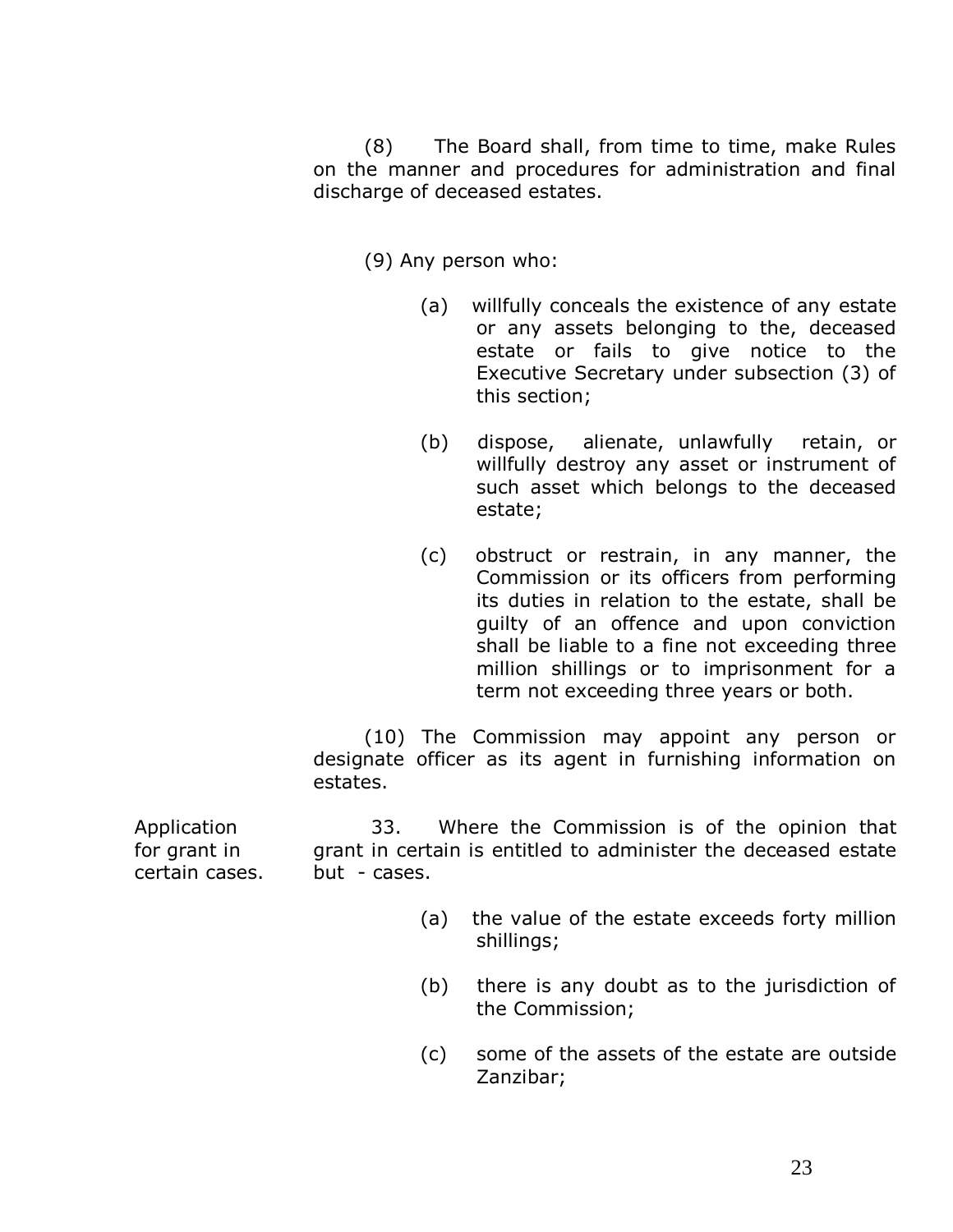(8) The Board shall, from time to time, make Rules on the manner and procedures for administration and final discharge of deceased estates.

(9) Any person who:

(a) willfully conceals the existence of any estate or any assets belonging to the, deceased estate or fails to give notice to the Executive Secretary under subsection (3) of this section;

(b) dispose, alienate, unlawfully retain, or willfully destroy any asset or instrument of such asset which belongs to the deceased estate;

(c) obstruct or restrain, in any manner, the Commission or its officers from performing its duties in relation to the estate, shall be guilty of an offence and upon conviction shall be liable to a fine not exceeding three million shillings or to imprisonment for a term not exceeding three years or both.

(10) The Commission may appoint any person or designate officer as its agent in furnishing information on estates.

Application for grant in certain cases.

33. Where the Commission is of the opinion that grant in certain is entitled to administer the deceased estate but - cases.

(a) the value of the estate exceeds forty million shillings;

(b) there is any doubt as to the jurisdiction of the Commission;

(c) some of the assets of the estate are outside Zanzibar;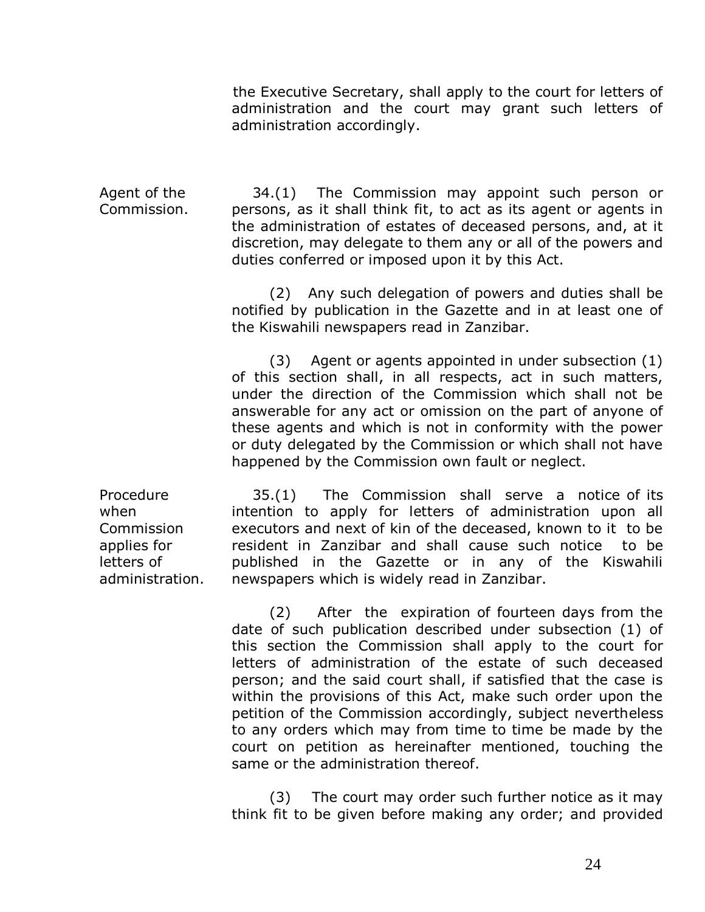the Executive Secretary, shall apply to the court for letters of administration and the court may grant such letters of administration accordingly.

**Agent of the Commission.**

34.(1) The Commission may appoint such person or persons, as it shall think fit, to act as its agent or agents in the administration of estates of deceased persons, and, at it discretion, may delegate to them any or all of the powers and duties conferred or imposed upon it by this Act.

(2) Any such delegation of powers and duties shall be notified by publication in the Gazette and in at least one of the Kiswahili newspapers read in Zanzibar.

(3) Agent or agents appointed in under subsection (1) of this section shall, in all respects, act in such matters, under the direction of the Commission which shall not be answerable for any act or omission on the part of anyone of these agents and which is not in conformity with the power or duty delegated by the Commission or which shall not have happened by the Commission own fault or neglect.

**Procedure when Commission applies for letters of administration.**

35.(1) The Commission shall serve a notice of its intention to apply for letters of administration upon all executors and next of kin of the deceased, known to it to be resident in Zanzibar and shall cause such notice to be published in the Gazette or in any of the Kiswahili newspapers which is widely read in Zanzibar.

(2) After the expiration of fourteen days from the date of such publication described under subsection (1) of this section the Commission shall apply to the court for letters of administration of the estate of such deceased person; and the said court shall, if satisfied that the case is within the provisions of this Act, make such order upon the petition of the Commission accordingly, subject nevertheless to any orders which may from time to time be made by the court on petition as hereinafter mentioned, touching the same or the administration thereof.

(3) The court may order such further notice as it may think fit to be given before making any order; and provided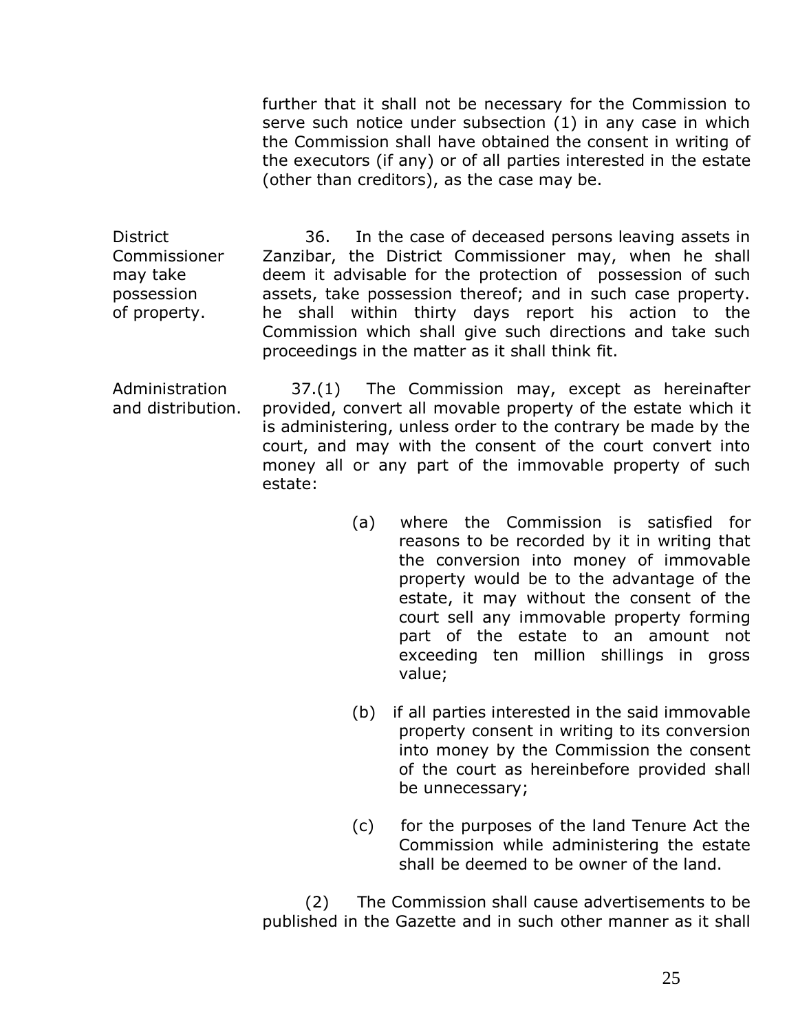further that it shall not be necessary for the Commission to serve such notice under subsection (1) in any case in which the Commission shall have obtained the consent in writing of the executors (if any) or of all parties interested in the estate (other than creditors), as the case may be.

District Commissioner may take possession of property.

36. In the case of deceased persons leaving assets in Zanzibar, the District Commissioner may, when he shall deem it advisable for the protection of possession of such assets, take possession thereof; and in such case property. he shall within thirty days report his action to the Commission which shall give such directions and take such proceedings in the matter as it shall think fit.

Administration and distribution.

37.(1) The Commission may, except as hereinafter provided, convert all movable property of the estate which it is administering, unless order to the contrary be made by the court, and may with the consent of the court convert into money all or any part of the immovable property of such estate:

(a) where the Commission is satisfied for reasons to be recorded by it in writing that the conversion into money of immovable property would be to the advantage of the estate, it may without the consent of the court sell any immovable property forming part of the estate to an amount not exceeding ten million shillings in gross value;

(b) if all parties interested in the said immovable property consent in writing to its conversion into money by the Commission the consent of the court as hereinbefore provided shall be unnecessary;

(c) for the purposes of the land Tenure Act the Commission while administering the estate shall be deemed to be owner of the land.

(2) The Commission shall cause advertisements to be published in the Gazette and in such other manner as it shall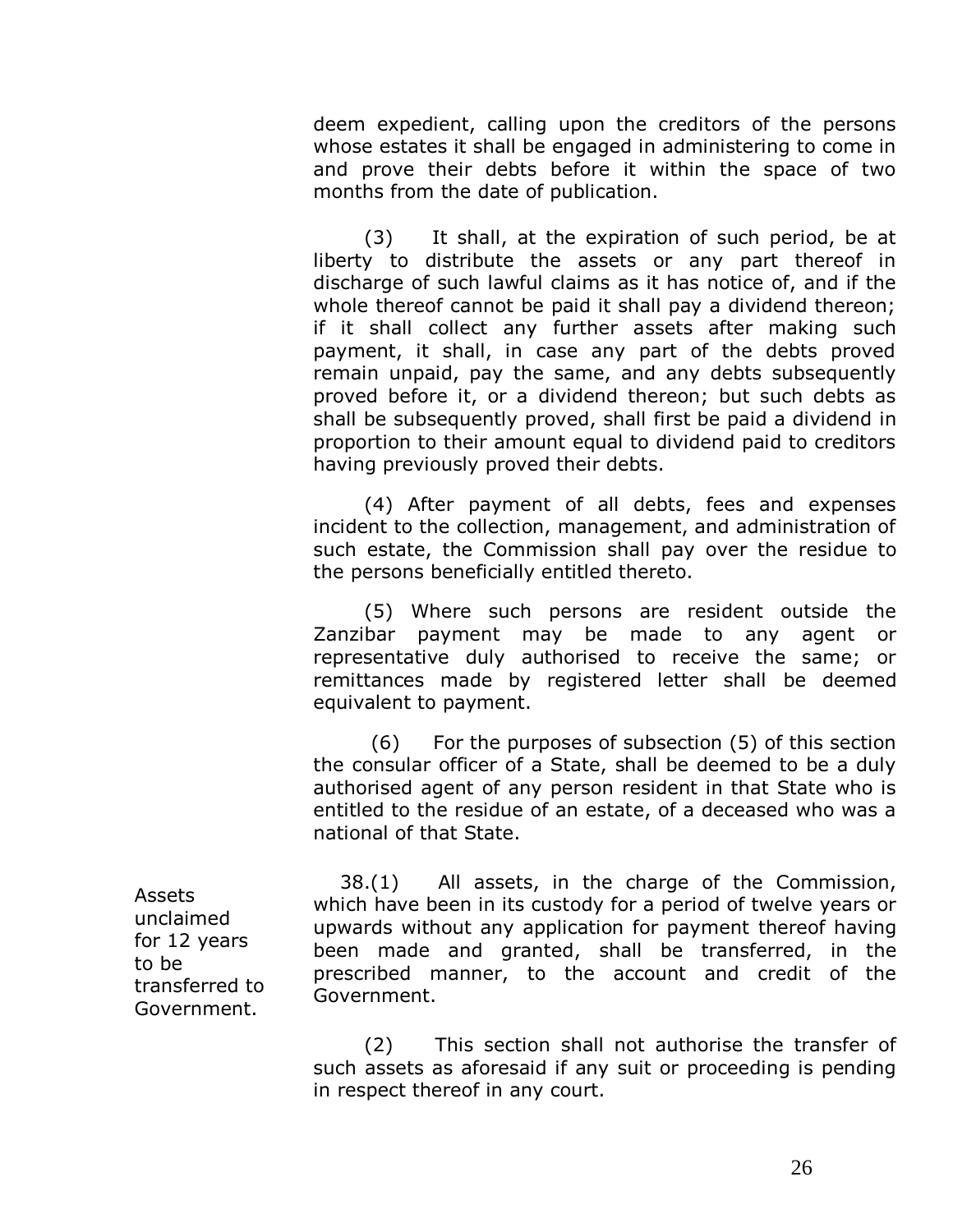deem expedient, calling upon the creditors of the persons whose estates it shall be engaged in administering to come in and prove their debts before it within the space of two months from the date of publication.

(3) It shall, at the expiration of such period, be at liberty to distribute the assets or any part thereof in discharge of such lawful claims as it has notice of, and if the whole thereof cannot be paid it shall pay a dividend thereon; if it shall collect any further assets after making such payment, it shall, in case any part of the debts proved remain unpaid, pay the same, and any debts subsequently proved before it, or a dividend thereon; but such debts as shall be subsequently proved, shall first be paid a dividend in proportion to their amount equal to dividend paid to creditors having previously proved their debts.

(4) After payment of all debts, fees and expenses incident to the collection, management, and administration of such estate, the Commission shall pay over the residue to the persons beneficially entitled thereto.

(5) Where such persons are resident outside the Zanzibar payment may be made to any agent or representative duly authorised to receive the same; or remittances made by registered letter shall be deemed equivalent to payment.

(6) For the purposes of subsection (5) of this section the consular officer of a State, shall be deemed to be a duly authorised agent of any person resident in that State who is entitled to the residue of an estate, of a deceased who was a national of that State.

Assets unclaimed for 12 years to be transferred to Government.

38.(1) All assets, in the charge of the Commission, which have been in its custody for a period of twelve years or upwards without any application for payment thereof having been made and granted, shall be transferred, in the prescribed manner, to the account and credit of the Government.

(2) This section shall not authorise the transfer of such assets as aforesaid if any suit or proceeding is pending in respect thereof in any court.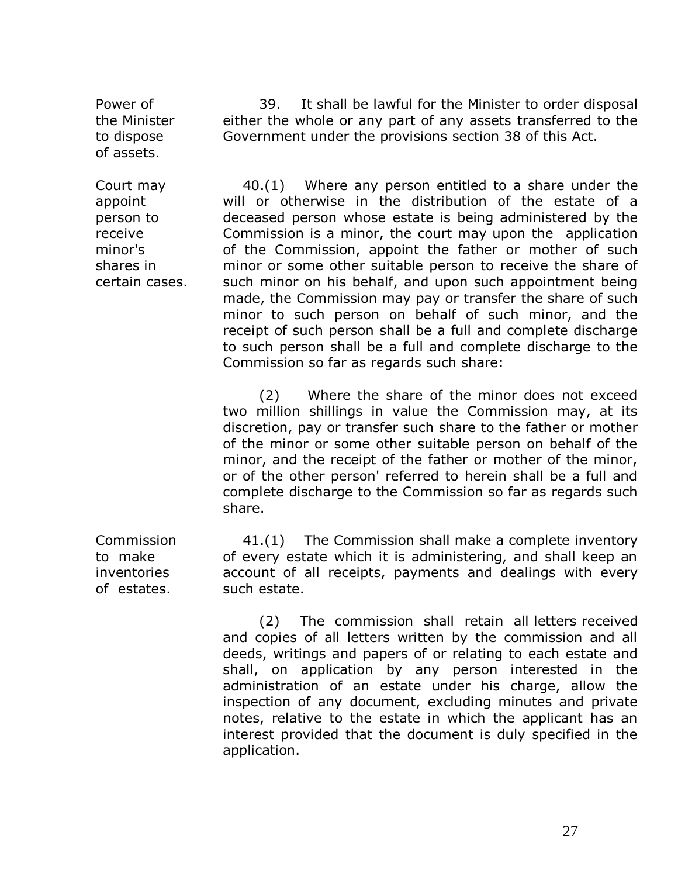**Power of the Minister to dispose of assets.**

39. It shall be lawful for the Minister to order disposal either the whole or any part of any assets transferred to the Government under the provisions section 38 of this Act.

**Court may appoint person to receive minor's shares in certain cases.**

40.(1) Where any person entitled to a share under the will or otherwise in the distribution of the estate of a deceased person whose estate is being administered by the Commission is a minor, the court may upon the application of the Commission, appoint the father or mother of such minor or some other suitable person to receive the share of such minor on his behalf, and upon such appointment being made, the Commission may pay or transfer the share of such minor to such person on behalf of such minor, and the receipt of such person shall be a full and complete discharge to such person shall be a full and complete discharge to the Commission so far as regards such share:

(2) Where the share of the minor does not exceed two million shillings in value the Commission may, at its discretion, pay or transfer such share to the father or mother of the minor or some other suitable person on behalf of the minor, and the receipt of the father or mother of the minor, or of the other person' referred to herein shall be a full and complete discharge to the Commission so far as regards such share.

**Commission to make inventories of estates.**

41.(1) The Commission shall make a complete inventory of every estate which it is administering, and shall keep an account of all receipts, payments and dealings with every such estate.

(2) The commission shall retain all letters received and copies of all letters written by the commission and all deeds, writings and papers of or relating to each estate and shall, on application by any person interested in the administration of an estate under his charge, allow the inspection of any document, excluding minutes and private notes, relative to the estate in which the applicant has an interest provided that the document is duly specified in the application.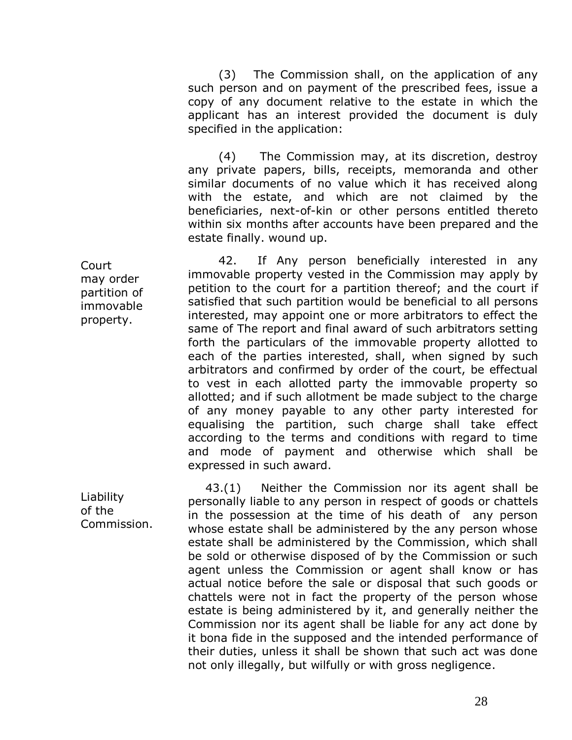(3) The Commission shall, on the application of any such person and on payment of the prescribed fees, issue a copy of any document relative to the estate in which the applicant has an interest provided the document is duly specified in the application:

(4) The Commission may, at its discretion, destroy any private papers, bills, receipts, memoranda and other similar documents of no value which it has received along with the estate, and which are not claimed by the beneficiaries, next-of-kin or other persons entitled thereto within six months after accounts have been prepared and the estate finally. wound up.

Court may order partition of immovable property.

42. If Any person beneficially interested in any immovable property vested in the Commission may apply by petition to the court for a partition thereof; and the court if satisfied that such partition would be beneficial to all persons interested, may appoint one or more arbitrators to effect the same of The report and final award of such arbitrators setting forth the particulars of the immovable property allotted to each of the parties interested, shall, when signed by such arbitrators and confirmed by order of the court, be effectual to vest in each allotted party the immovable property so allotted; and if such allotment be made subject to the charge of any money payable to any other party interested for equalising the partition, such charge shall take effect according to the terms and conditions with regard to time and mode of payment and otherwise which shall be expressed in such award.

Liability of the Commission.

43.(1) Neither the Commission nor its agent shall be personally liable to any person in respect of goods or chattels in the possession at the time of his death of any person whose estate shall be administered by the any person whose estate shall be administered by the Commission, which shall be sold or otherwise disposed of by the Commission or such agent unless the Commission or agent shall know or has actual notice before the sale or disposal that such goods or chattels were not in fact the property of the person whose estate is being administered by it, and generally neither the Commission nor its agent shall be liable for any act done by it bona fide in the supposed and the intended performance of their duties, unless it shall be shown that such act was done not only illegally, but wilfully or with gross negligence.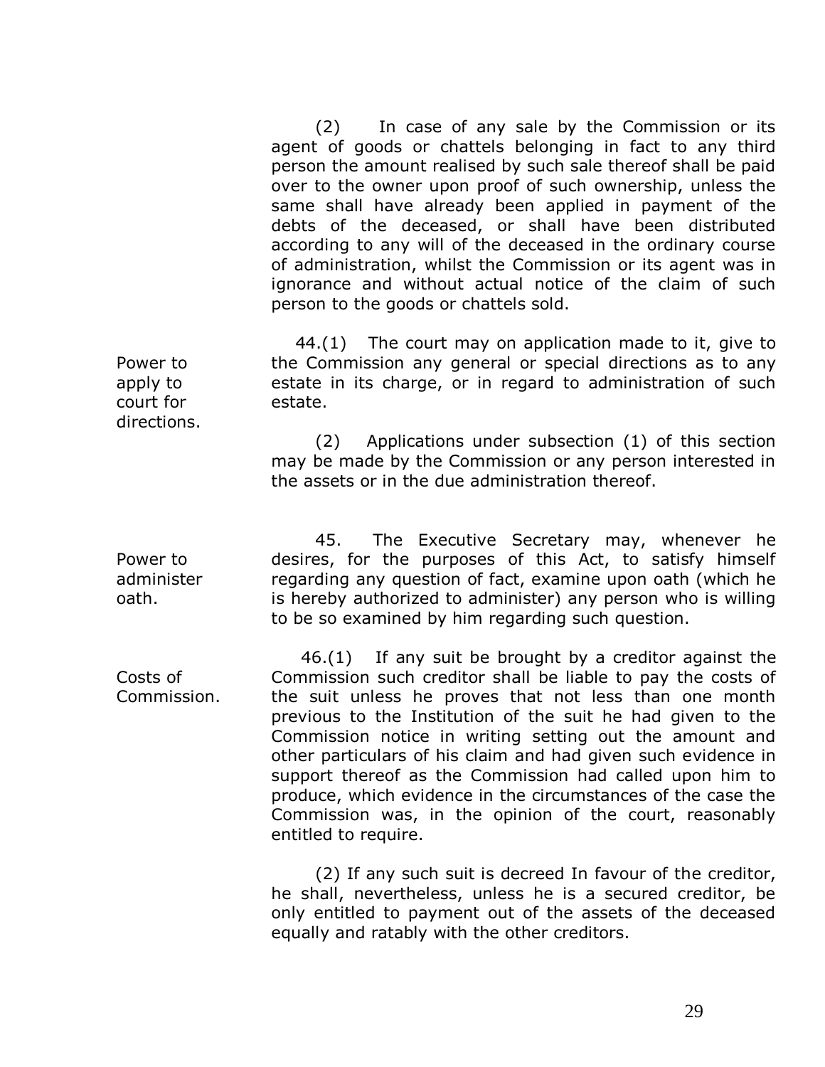(2) In case of any sale by the Commission or its agent of goods or chattels belonging in fact to any third person the amount realised by such sale thereof shall be paid over to the owner upon proof of such ownership, unless the same shall have already been applied in payment of the debts of the deceased, or shall have been distributed according to any will of the deceased in the ordinary course of administration, whilst the Commission or its agent was in ignorance and without actual notice of the claim of such person to the goods or chattels sold.

*Power to apply to court for directions.*

44.(1) The court may on application made to it, give to the Commission any general or special directions as to any estate in its charge, or in regard to administration of such estate.

(2) Applications under subsection (1) of this section may be made by the Commission or any person interested in the assets or in the due administration thereof.

*Power to administer oath.*

45. The Executive Secretary may, whenever he desires, for the purposes of this Act, to satisfy himself regarding any question of fact, examine upon oath (which he is hereby authorized to administer) any person who is willing to be so examined by him regarding such question.

*Costs of Commission.*

46.(1) If any suit be brought by a creditor against the Commission such creditor shall be liable to pay the costs of the suit unless he proves that not less than one month previous to the Institution of the suit he had given to the Commission notice in writing setting out the amount and other particulars of his claim and had given such evidence in support thereof as the Commission had called upon him to produce, which evidence in the circumstances of the case the Commission was, in the opinion of the court, reasonably entitled to require.

(2) If any such suit is decreed In favour of the creditor, he shall, nevertheless, unless he is a secured creditor, be only entitled to payment out of the assets of the deceased equally and ratably with the other creditors.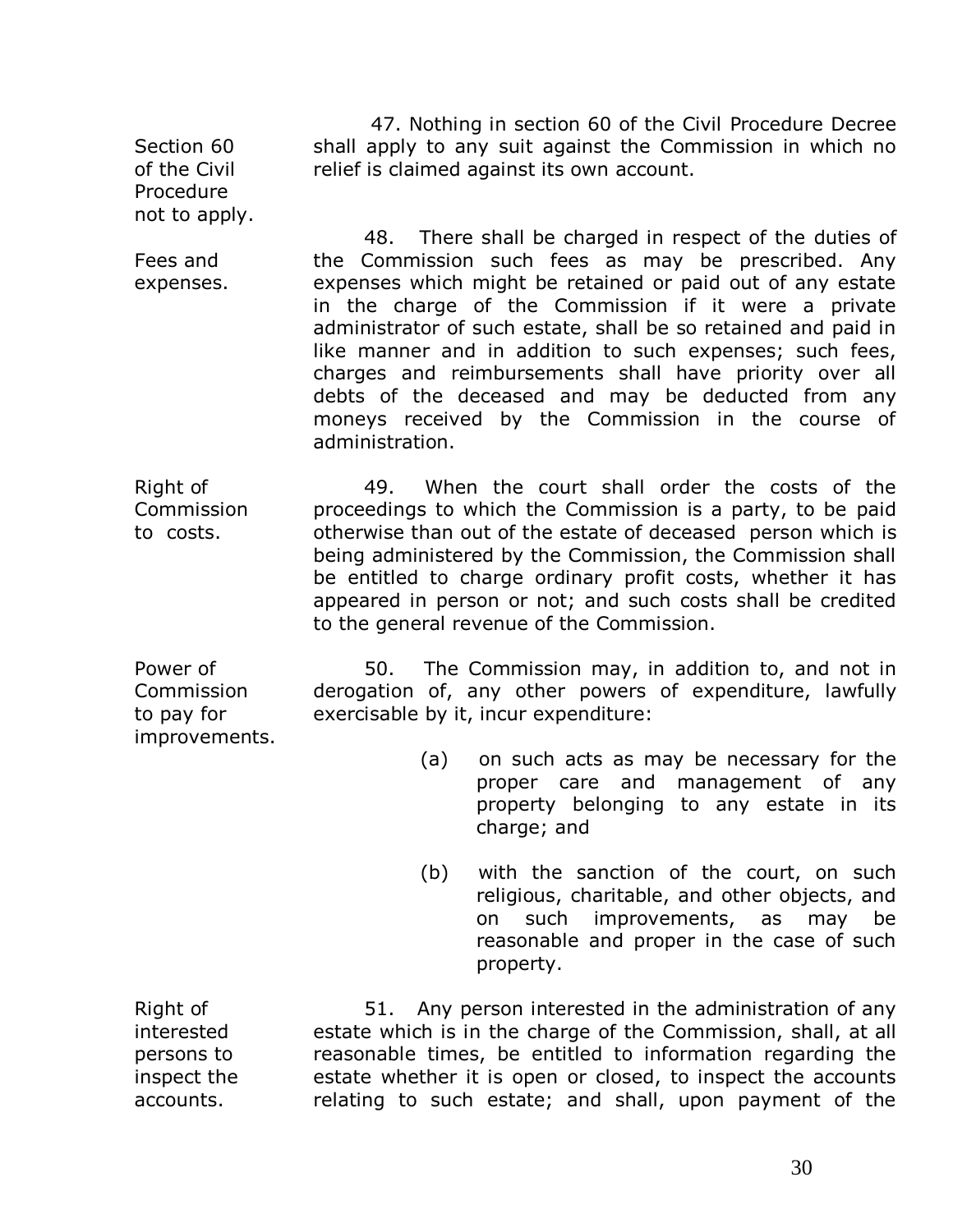**Section 60 of the Civil Procedure not to apply.**

47. Nothing in section 60 of the Civil Procedure Decree shall apply to any suit against the Commission in which no relief is claimed against its own account.

**Fees and expenses.**

48. There shall be charged in respect of the duties of the Commission such fees as may be prescribed. Any expenses which might be retained or paid out of any estate in the charge of the Commission if it were a private administrator of such estate, shall be so retained and paid in like manner and in addition to such expenses; such fees, charges and reimbursements shall have priority over all debts of the deceased and may be deducted from any moneys received by the Commission in the course of administration.

**Right of Commission to costs.**

49. When the court shall order the costs of the proceedings to which the Commission is a party, to be paid otherwise than out of the estate of deceased person which is being administered by the Commission, the Commission shall be entitled to charge ordinary profit costs, whether it has appeared in person or not; and such costs shall be credited to the general revenue of the Commission.

**Power of Commission to pay for improvements.**

50. The Commission may, in addition to, and not in derogation of, any other powers of expenditure, lawfully exercisable by it, incur expenditure:

(a) on such acts as may be necessary for the proper care and management of any property belonging to any estate in its charge; and

(b) with the sanction of the court, on such religious, charitable, and other objects, and on such improvements, as may be reasonable and proper in the case of such property.

**Right of interested persons to inspect the accounts.**

51. Any person interested in the administration of any estate which is in the charge of the Commission, shall, at all reasonable times, be entitled to information regarding the estate whether it is open or closed, to inspect the accounts relating to such estate; and shall, upon payment of the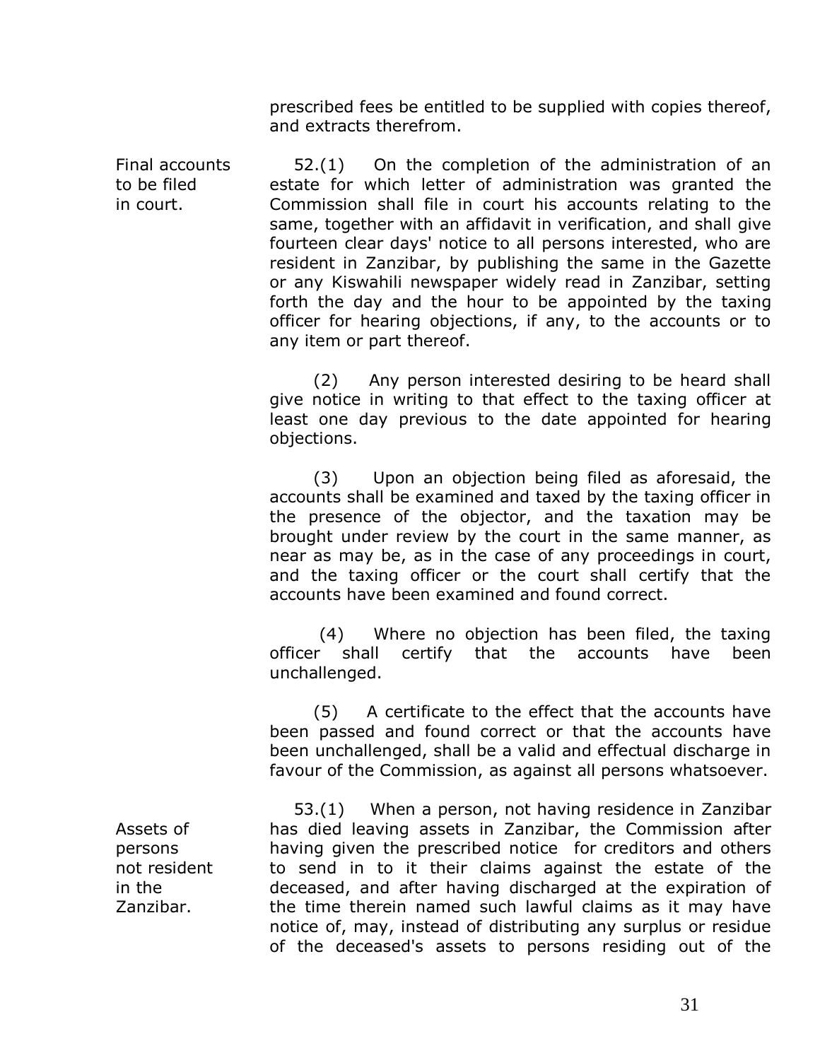prescribed fees be entitled to be supplied with copies thereof, and extracts therefrom.

**Final accounts to be filed in court.**

52.(1) On the completion of the administration of an estate for which letter of administration was granted the Commission shall file in court his accounts relating to the same, together with an affidavit in verification, and shall give fourteen clear days' notice to all persons interested, who are resident in Zanzibar, by publishing the same in the Gazette or any Kiswahili newspaper widely read in Zanzibar, setting forth the day and the hour to be appointed by the taxing officer for hearing objections, if any, to the accounts or to any item or part thereof.

(2) Any person interested desiring to be heard shall give notice in writing to that effect to the taxing officer at least one day previous to the date appointed for hearing objections.

(3) Upon an objection being filed as aforesaid, the accounts shall be examined and taxed by the taxing officer in the presence of the objector, and the taxation may be brought under review by the court in the same manner, as near as may be, as in the case of any proceedings in court, and the taxing officer or the court shall certify that the accounts have been examined and found correct.

(4) Where no objection has been filed, the taxing officer shall certify that the accounts have been unchallenged.

(5) A certificate to the effect that the accounts have been passed and found correct or that the accounts have been unchallenged, shall be a valid and effectual discharge in favour of the Commission, as against all persons whatsoever.

**Assets of persons not resident in the Zanzibar.**

53.(1) When a person, not having residence in Zanzibar has died leaving assets in Zanzibar, the Commission after having given the prescribed notice for creditors and others to send in to it their claims against the estate of the deceased, and after having discharged at the expiration of the time therein named such lawful claims as it may have notice of, may, instead of distributing any surplus or residue of the deceased's assets to persons residing out of the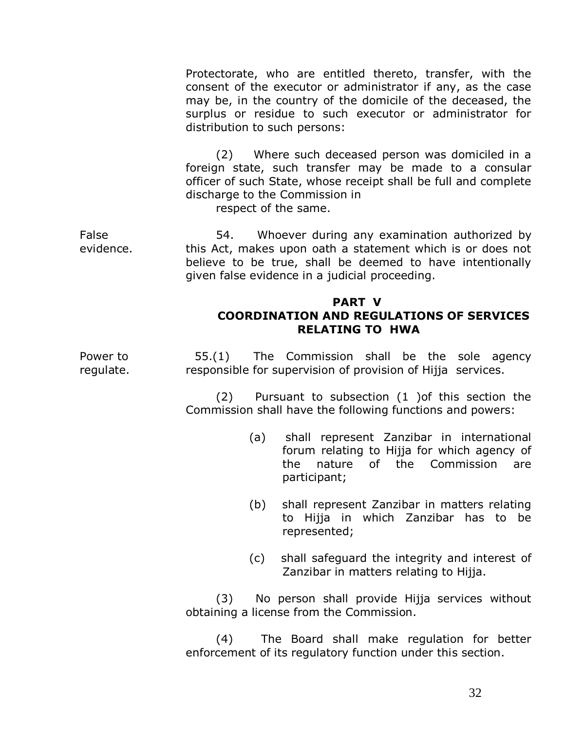Protectorate, who are entitled thereto, transfer, with the consent of the executor or administrator if any, as the case may be, in the country of the domicile of the deceased, the surplus or residue to such executor or administrator for distribution to such persons:

(2) Where such deceased person was domiciled in a foreign state, such transfer may be made to a consular officer of such State, whose receipt shall be full and complete discharge to the Commission in respect of the same.

False evidence.

54. Whoever during any examination authorized by this Act, makes upon oath a statement which is or does not believe to be true, shall be deemed to have intentionally given false evidence in a judicial proceeding.

## PART V
## COORDINATION AND REGULATIONS OF SERVICES RELATING TO HWA

Power to regulate.

55.(1) The Commission shall be the sole agency responsible for supervision of provision of Hijja services.

(2) Pursuant to subsection (1 )of this section the Commission shall have the following functions and powers:

(a) shall represent Zanzibar in international forum relating to Hijja for which agency of the nature of the Commission are participant;

(b) shall represent Zanzibar in matters relating to Hijja in which Zanzibar has to be represented;

(c) shall safeguard the integrity and interest of Zanzibar in matters relating to Hijja.

(3) No person shall provide Hijja services without obtaining a license from the Commission.

(4) The Board shall make regulation for better enforcement of its regulatory function under this section.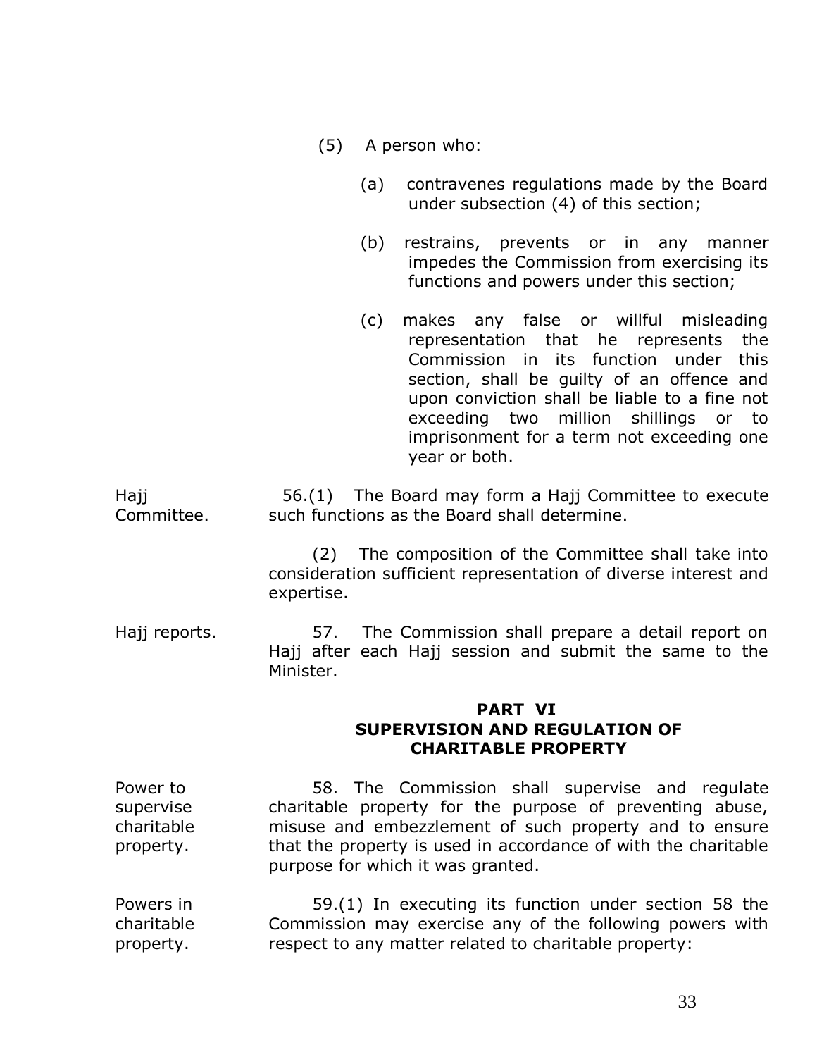(5) A person who:

(a) contravenes regulations made by the Board under subsection (4) of this section;

(b) restrains, prevents or in any manner impedes the Commission from exercising its functions and powers under this section;

(c) makes any false or willful misleading representation that he represents the Commission in its function under this section, shall be guilty of an offence and upon conviction shall be liable to a fine not exceeding two million shillings or to imprisonment for a term not exceeding one year or both.

Hajj Committee.

56.(1) The Board may form a Hajj Committee to execute such functions as the Board shall determine.

(2) The composition of the Committee shall take into consideration sufficient representation of diverse interest and expertise.

Hajj reports.

57. The Commission shall prepare a detail report on Hajj after each Hajj session and submit the same to the Minister.

## PART VI
## SUPERVISION AND REGULATION OF CHARITABLE PROPERTY

Power to supervise charitable property.

58. The Commission shall supervise and regulate charitable property for the purpose of preventing abuse, misuse and embezzlement of such property and to ensure that the property is used in accordance of with the charitable purpose for which it was granted.

Powers in charitable property.

59.(1) In executing its function under section 58 the Commission may exercise any of the following powers with respect to any matter related to charitable property: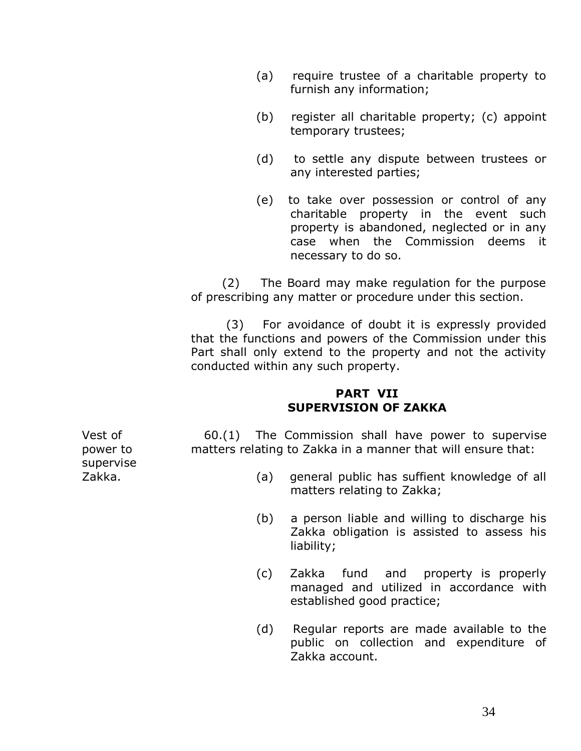(a) require trustee of a charitable property to furnish any information;

(b) register all charitable property; (c) appoint temporary trustees;

(d) to settle any dispute between trustees or any interested parties;

(e) to take over possession or control of any charitable property in the event such property is abandoned, neglected or in any case when the Commission deems it necessary to do so.

(2) The Board may make regulation for the purpose of prescribing any matter or procedure under this section.

(3) For avoidance of doubt it is expressly provided that the functions and powers of the Commission under this Part shall only extend to the property and not the activity conducted within any such property.

## PART VII
## SUPERVISION OF ZAKKA

Vest of power to supervise Zakka.

60.(1) The Commission shall have power to supervise matters relating to Zakka in a manner that will ensure that:

(a) general public has suffient knowledge of all matters relating to Zakka;

(b) a person liable and willing to discharge his Zakka obligation is assisted to assess his liability;

(c) Zakka fund and property is properly managed and utilized in accordance with established good practice;

(d) Regular reports are made available to the public on collection and expenditure of Zakka account.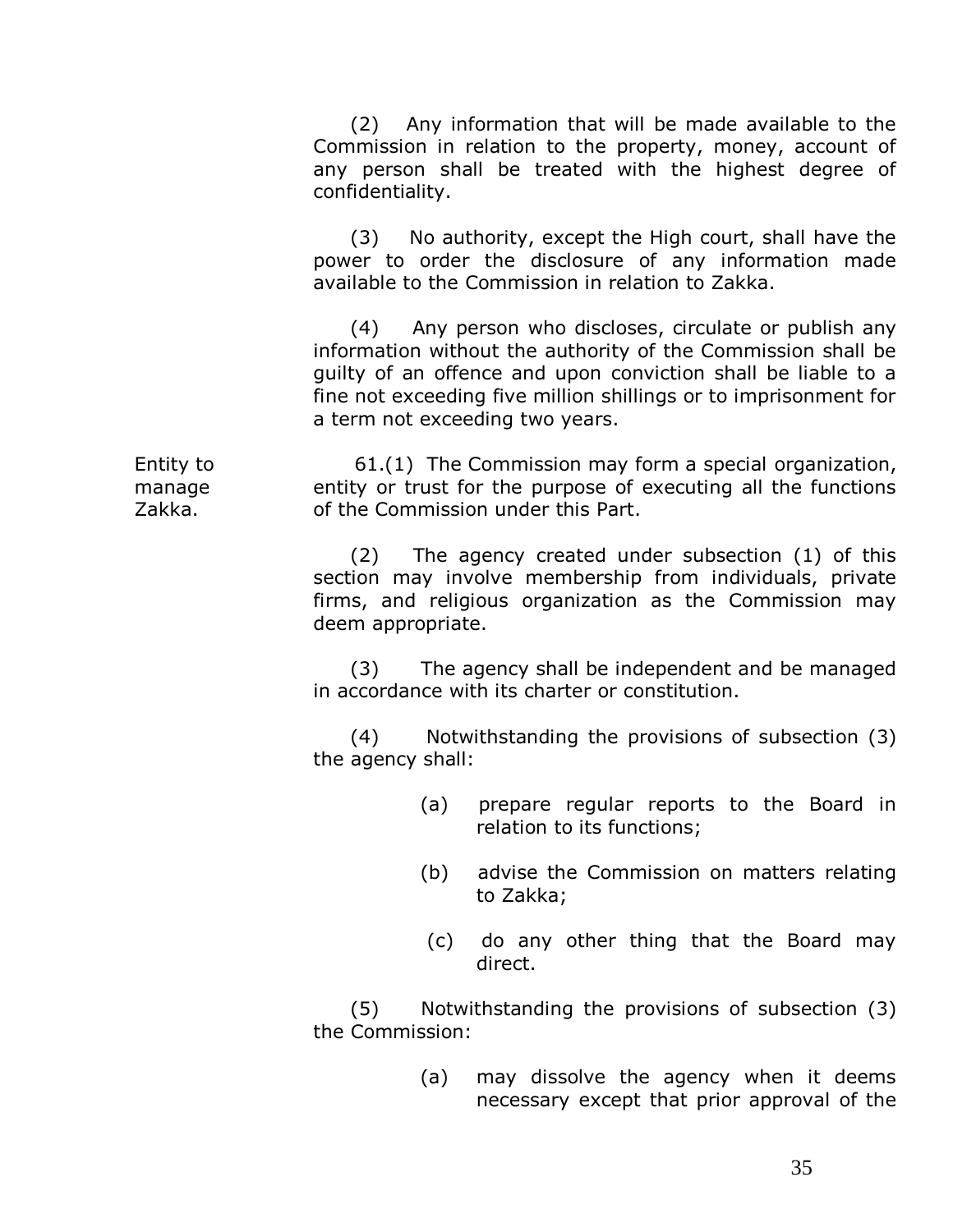(2) Any information that will be made available to the Commission in relation to the property, money, account of any person shall be treated with the highest degree of confidentiality.

(3) No authority, except the High court, shall have the power to order the disclosure of any information made available to the Commission in relation to Zakka.

(4) Any person who discloses, circulate or publish any information without the authority of the Commission shall be guilty of an offence and upon conviction shall be liable to a fine not exceeding five million shillings or to imprisonment for a term not exceeding two years.

Entity to manage Zakka.

61.(1) The Commission may form a special organization, entity or trust for the purpose of executing all the functions of the Commission under this Part.

(2) The agency created under subsection (1) of this section may involve membership from individuals, private firms, and religious organization as the Commission may deem appropriate.

(3) The agency shall be independent and be managed in accordance with its charter or constitution.

(4) Notwithstanding the provisions of subsection (3) the agency shall:

(a) prepare regular reports to the Board in relation to its functions;

(b) advise the Commission on matters relating to Zakka;

(c) do any other thing that the Board may direct.

(5) Notwithstanding the provisions of subsection (3) the Commission:

(a) may dissolve the agency when it deems necessary except that prior approval of the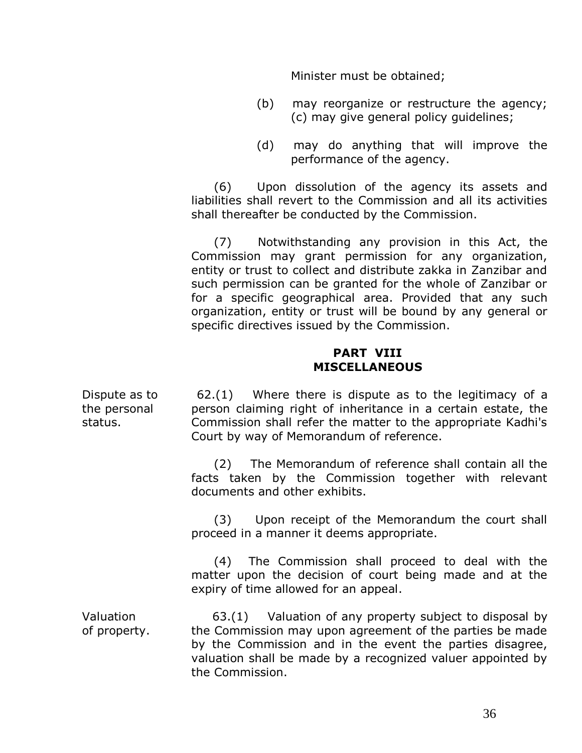Minister must be obtained;

(b) may reorganize or restructure the agency;
(c) may give general policy guidelines;

(d) may do anything that will improve the performance of the agency.

(6) Upon dissolution of the agency its assets and liabilities shall revert to the Commission and all its activities shall thereafter be conducted by the Commission.

(7) Notwithstanding any provision in this Act, the Commission may grant permission for any organization, entity or trust to collect and distribute zakka in Zanzibar and such permission can be granted for the whole of Zanzibar or for a specific geographical area. Provided that any such organization, entity or trust will be bound by any general or specific directives issued by the Commission.

## PART VIII
## MISCELLANEOUS

Dispute as to the personal status.

62.(1) Where there is dispute as to the legitimacy of a person claiming right of inheritance in a certain estate, the Commission shall refer the matter to the appropriate Kadhi's Court by way of Memorandum of reference.

(2) The Memorandum of reference shall contain all the facts taken by the Commission together with relevant documents and other exhibits.

(3) Upon receipt of the Memorandum the court shall proceed in a manner it deems appropriate.

(4) The Commission shall proceed to deal with the matter upon the decision of court being made and at the expiry of time allowed for an appeal.

Valuation of property.

63.(1) Valuation of any property subject to disposal by the Commission may upon agreement of the parties be made by the Commission and in the event the parties disagree, valuation shall be made by a recognized valuer appointed by the Commission.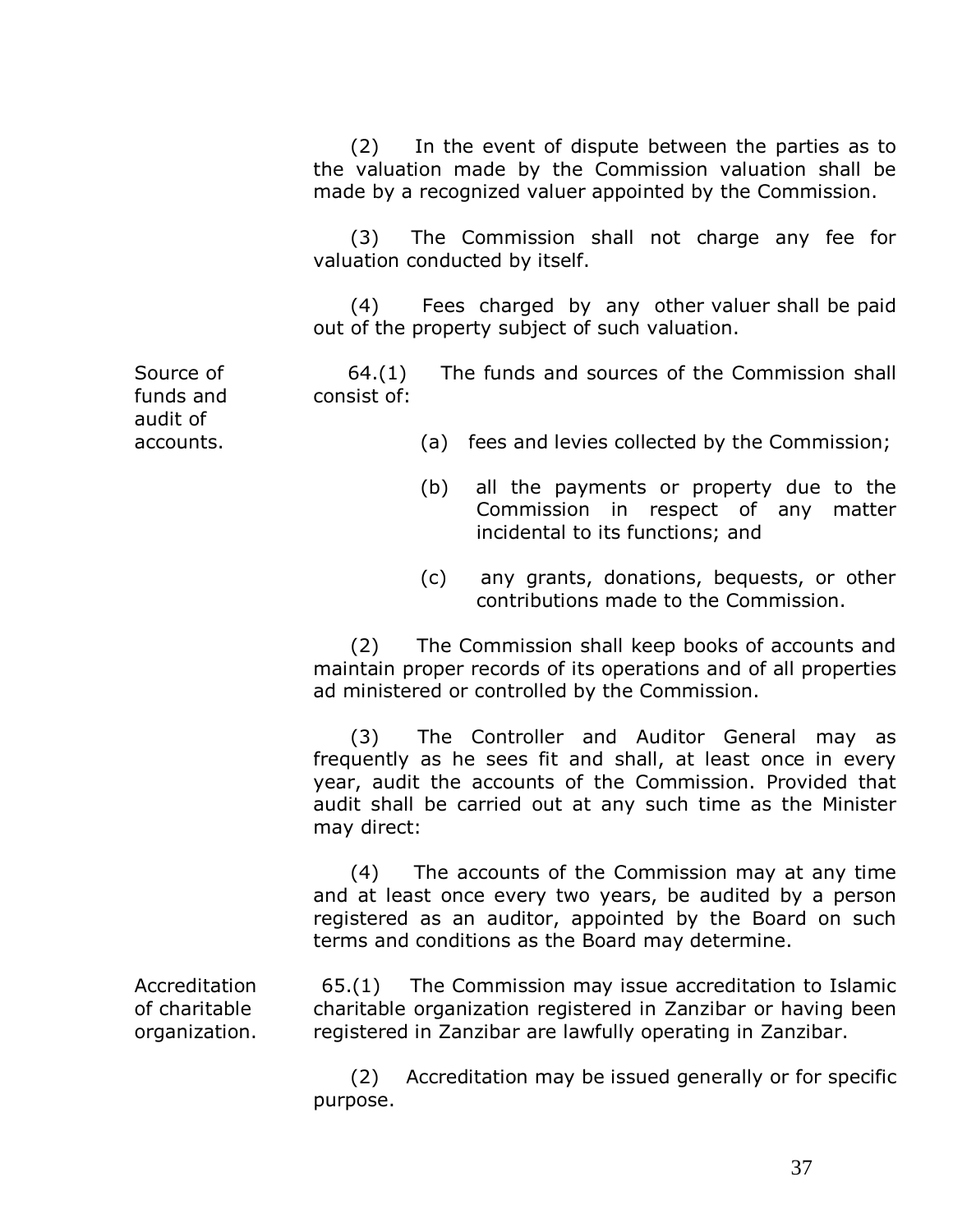(2) In the event of dispute between the parties as to the valuation made by the Commission valuation shall be made by a recognized valuer appointed by the Commission.

(3) The Commission shall not charge any fee for valuation conducted by itself.

(4) Fees charged by any other valuer shall be paid out of the property subject of such valuation.

**Source of funds and audit of accounts.**

64.(1) The funds and sources of the Commission shall consist of:

(a) fees and levies collected by the Commission;

(b) all the payments or property due to the Commission in respect of any matter incidental to its functions; and

(c) any grants, donations, bequests, or other contributions made to the Commission.

(2) The Commission shall keep books of accounts and maintain proper records of its operations and of all properties ad ministered or controlled by the Commission.

(3) The Controller and Auditor General may as frequently as he sees fit and shall, at least once in every year, audit the accounts of the Commission. Provided that audit shall be carried out at any such time as the Minister may direct:

(4) The accounts of the Commission may at any time and at least once every two years, be audited by a person registered as an auditor, appointed by the Board on such terms and conditions as the Board may determine.

**Accreditation of charitable organization.**

65.(1) The Commission may issue accreditation to Islamic charitable organization registered in Zanzibar or having been registered in Zanzibar are lawfully operating in Zanzibar.

(2) Accreditation may be issued generally or for specific purpose.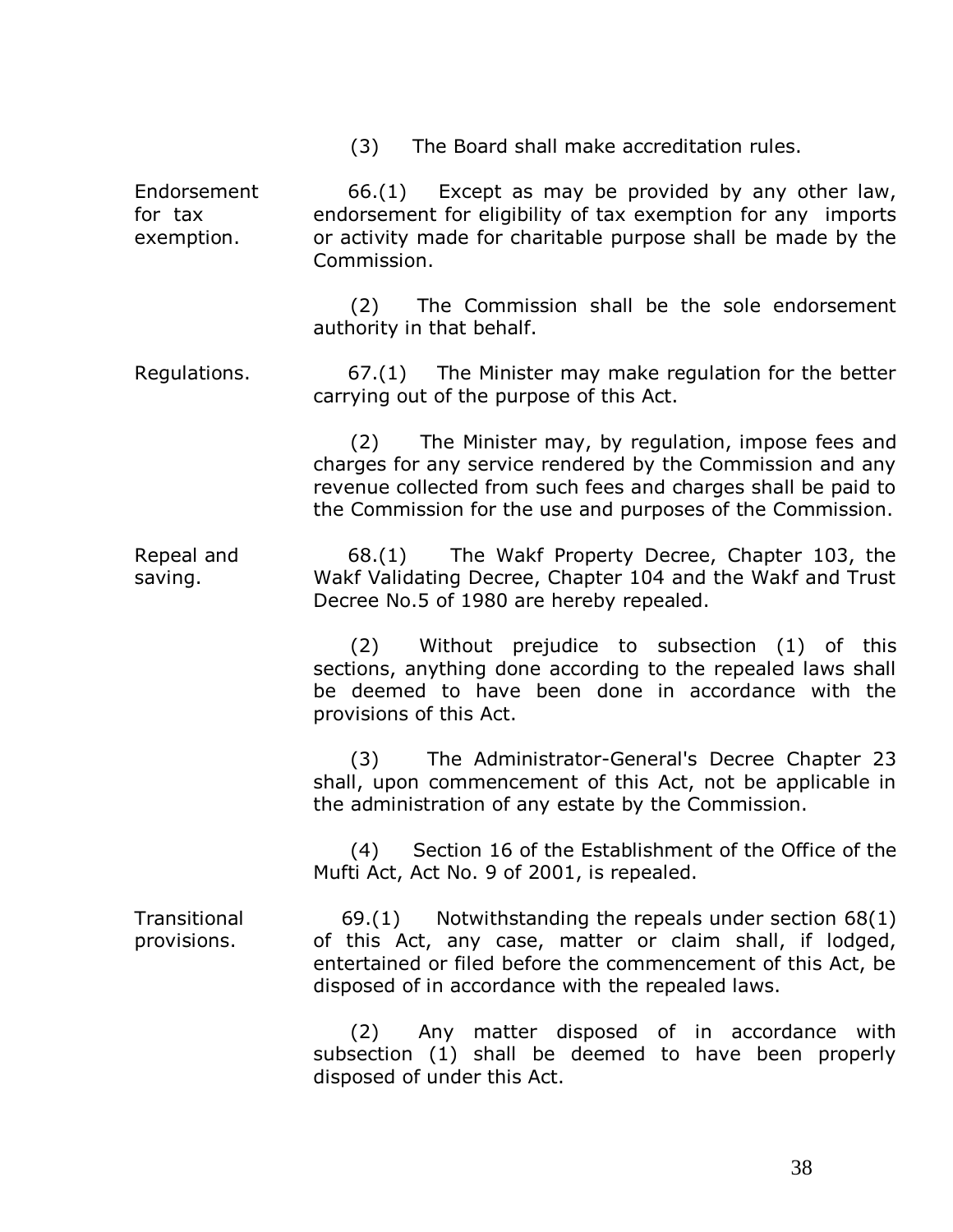(3) The Board shall make accreditation rules.

**Endorsement for tax exemption.**

66.(1) Except as may be provided by any other law, endorsement for eligibility of tax exemption for any imports or activity made for charitable purpose shall be made by the Commission.

(2) The Commission shall be the sole endorsement authority in that behalf.

**Regulations.**

67.(1) The Minister may make regulation for the better carrying out of the purpose of this Act.

(2) The Minister may, by regulation, impose fees and charges for any service rendered by the Commission and any revenue collected from such fees and charges shall be paid to the Commission for the use and purposes of the Commission.

**Repeal and saving.**

68.(1) The Wakf Property Decree, Chapter 103, the Wakf Validating Decree, Chapter 104 and the Wakf and Trust Decree No.5 of 1980 are hereby repealed.

(2) Without prejudice to subsection (1) of this sections, anything done according to the repealed laws shall be deemed to have been done in accordance with the provisions of this Act.

(3) The Administrator-General's Decree Chapter 23 shall, upon commencement of this Act, not be applicable in the administration of any estate by the Commission.

(4) Section 16 of the Establishment of the Office of the Mufti Act, Act No. 9 of 2001, is repealed.

**Transitional provisions.**

69.(1) Notwithstanding the repeals under section 68(1) of this Act, any case, matter or claim shall, if lodged, entertained or filed before the commencement of this Act, be disposed of in accordance with the repealed laws.

(2) Any matter disposed of in accordance with subsection (1) shall be deemed to have been properly disposed of under this Act.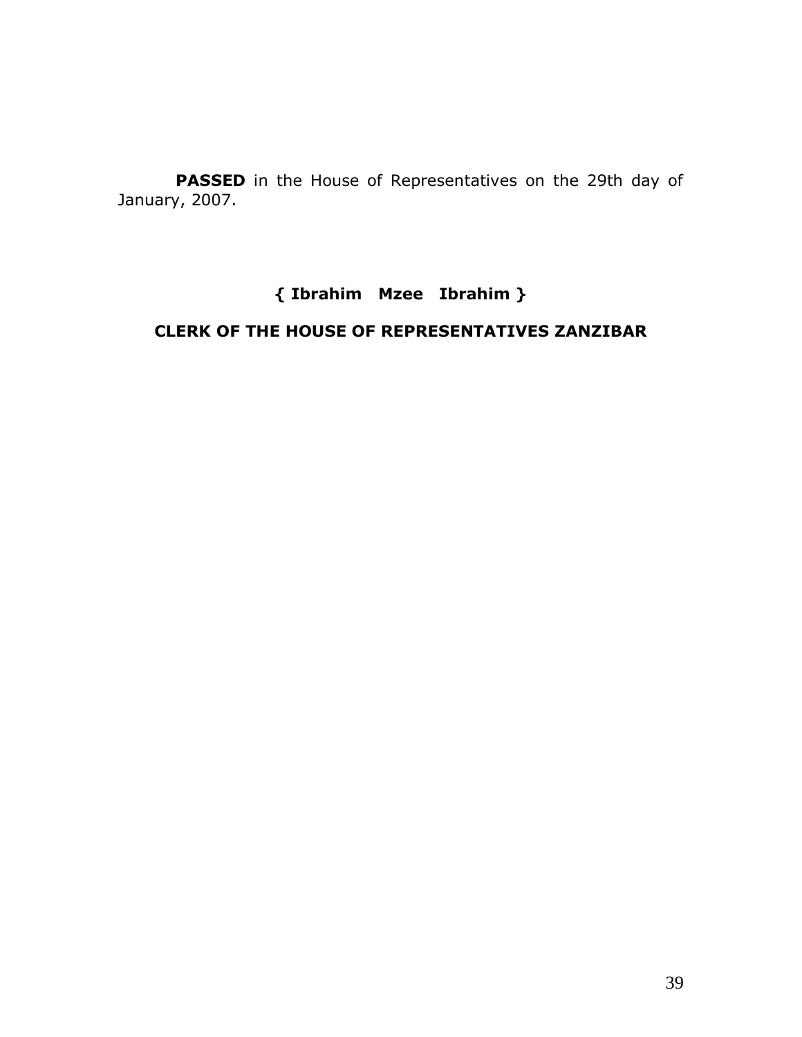**PASSED** in the House of Representatives on the 29th day of January, 2007.

**{ Ibrahim Mzee Ibrahim }**

**CLERK OF THE HOUSE OF REPRESENTATIVES ZANZIBAR**